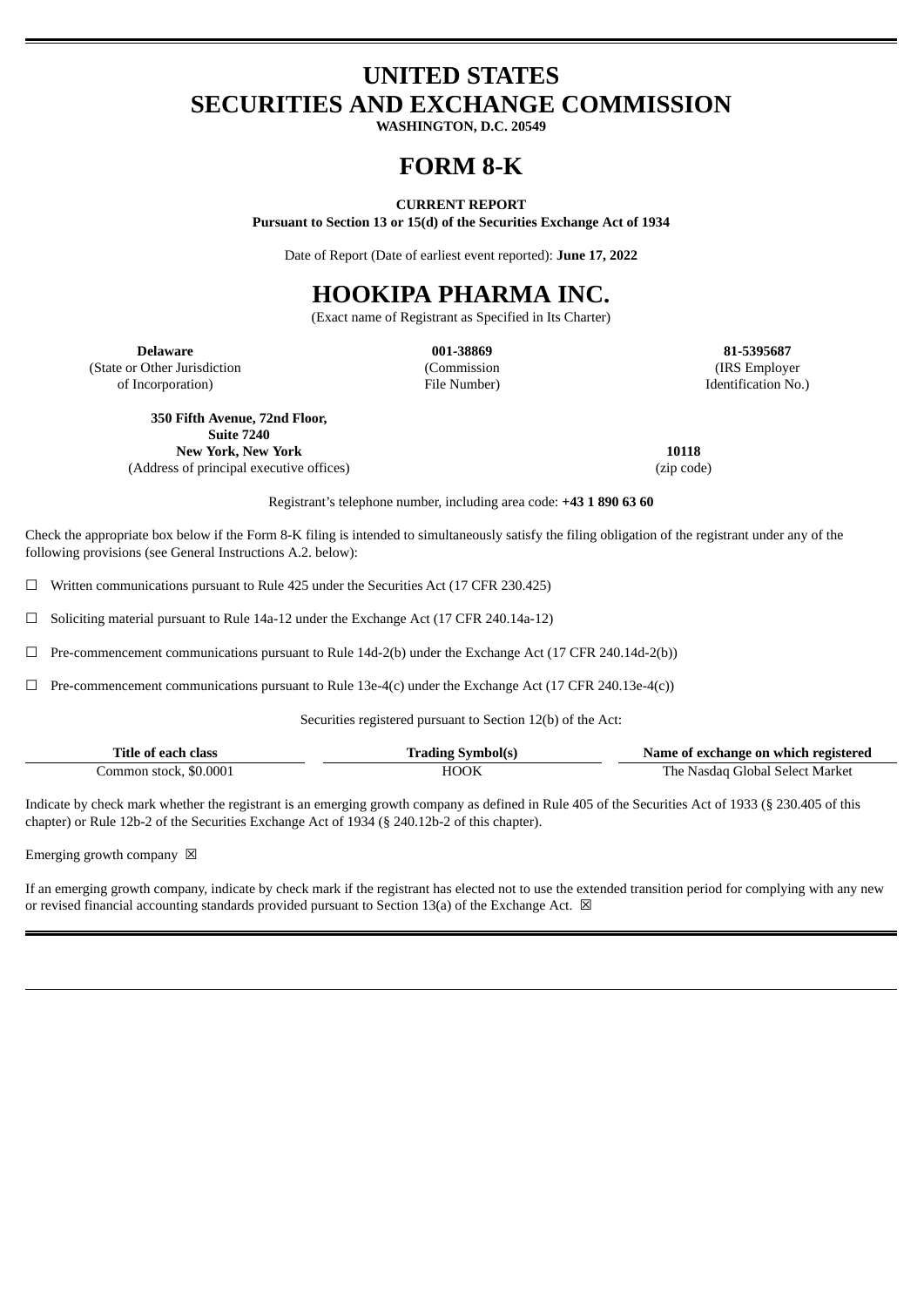# UNITED STATES
# SECURITIES AND EXCHANGE COMMISSION

**WASHINGTON, D.C. 20549**

# FORM 8-K

**CURRENT REPORT**

**Pursuant to Section 13 or 15(d) of the Securities Exchange Act of 1934**

Date of Report (Date of earliest event reported): **June 17, 2022**

# HOOKIPA PHARMA INC.

(Exact name of Registrant as Specified in Its Charter)

| **Delaware** | **001-38869** | **81-5395687** |
|---|---|---|
| (State or Other Jurisdiction of Incorporation) | (Commission File Number) | (IRS Employer Identification No.) |

| **350 Fifth Avenue, 72nd Floor, Suite 7240 New York, New York** | **10118** |
|---|---|
| (Address of principal executive offices) | (zip code) |

Registrant's telephone number, including area code: **+43 1 890 63 60**

Check the appropriate box below if the Form 8-K filing is intended to simultaneously satisfy the filing obligation of the registrant under any of the following provisions (see General Instructions A.2. below):

☐ Written communications pursuant to Rule 425 under the Securities Act (17 CFR 230.425)

☐ Soliciting material pursuant to Rule 14a-12 under the Exchange Act (17 CFR 240.14a-12)

☐ Pre-commencement communications pursuant to Rule 14d-2(b) under the Exchange Act (17 CFR 240.14d-2(b))

☐ Pre-commencement communications pursuant to Rule 13e-4(c) under the Exchange Act (17 CFR 240.13e-4(c))

Securities registered pursuant to Section 12(b) of the Act:

| Title of each class | Trading Symbol(s) | Name of exchange on which registered |
|---|---|---|
| Common stock, $0.0001 | HOOK | The Nasdaq Global Select Market |

Indicate by check mark whether the registrant is an emerging growth company as defined in Rule 405 of the Securities Act of 1933 (§ 230.405 of this chapter) or Rule 12b-2 of the Securities Exchange Act of 1934 (§ 240.12b-2 of this chapter).

Emerging growth company ☒

If an emerging growth company, indicate by check mark if the registrant has elected not to use the extended transition period for complying with any new or revised financial accounting standards provided pursuant to Section 13(a) of the Exchange Act. ☒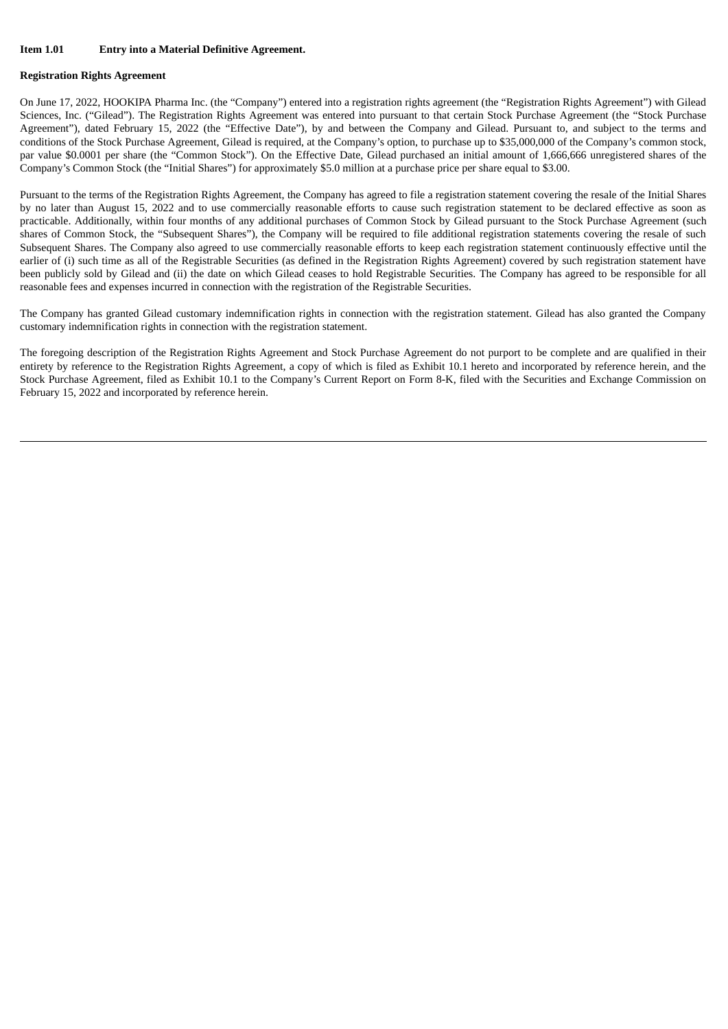**Item 1.01 Entry into a Material Definitive Agreement.**

**Registration Rights Agreement**

On June 17, 2022, HOOKIPA Pharma Inc. (the "Company") entered into a registration rights agreement (the "Registration Rights Agreement") with Gilead Sciences, Inc. ("Gilead"). The Registration Rights Agreement was entered into pursuant to that certain Stock Purchase Agreement (the "Stock Purchase Agreement"), dated February 15, 2022 (the "Effective Date"), by and between the Company and Gilead. Pursuant to, and subject to the terms and conditions of the Stock Purchase Agreement, Gilead is required, at the Company's option, to purchase up to $35,000,000 of the Company's common stock, par value $0.0001 per share (the "Common Stock"). On the Effective Date, Gilead purchased an initial amount of 1,666,666 unregistered shares of the Company's Common Stock (the "Initial Shares") for approximately $5.0 million at a purchase price per share equal to $3.00.

Pursuant to the terms of the Registration Rights Agreement, the Company has agreed to file a registration statement covering the resale of the Initial Shares by no later than August 15, 2022 and to use commercially reasonable efforts to cause such registration statement to be declared effective as soon as practicable. Additionally, within four months of any additional purchases of Common Stock by Gilead pursuant to the Stock Purchase Agreement (such shares of Common Stock, the "Subsequent Shares"), the Company will be required to file additional registration statements covering the resale of such Subsequent Shares. The Company also agreed to use commercially reasonable efforts to keep each registration statement continuously effective until the earlier of (i) such time as all of the Registrable Securities (as defined in the Registration Rights Agreement) covered by such registration statement have been publicly sold by Gilead and (ii) the date on which Gilead ceases to hold Registrable Securities. The Company has agreed to be responsible for all reasonable fees and expenses incurred in connection with the registration of the Registrable Securities.

The Company has granted Gilead customary indemnification rights in connection with the registration statement. Gilead has also granted the Company customary indemnification rights in connection with the registration statement.

The foregoing description of the Registration Rights Agreement and Stock Purchase Agreement do not purport to be complete and are qualified in their entirety by reference to the Registration Rights Agreement, a copy of which is filed as Exhibit 10.1 hereto and incorporated by reference herein, and the Stock Purchase Agreement, filed as Exhibit 10.1 to the Company's Current Report on Form 8-K, filed with the Securities and Exchange Commission on February 15, 2022 and incorporated by reference herein.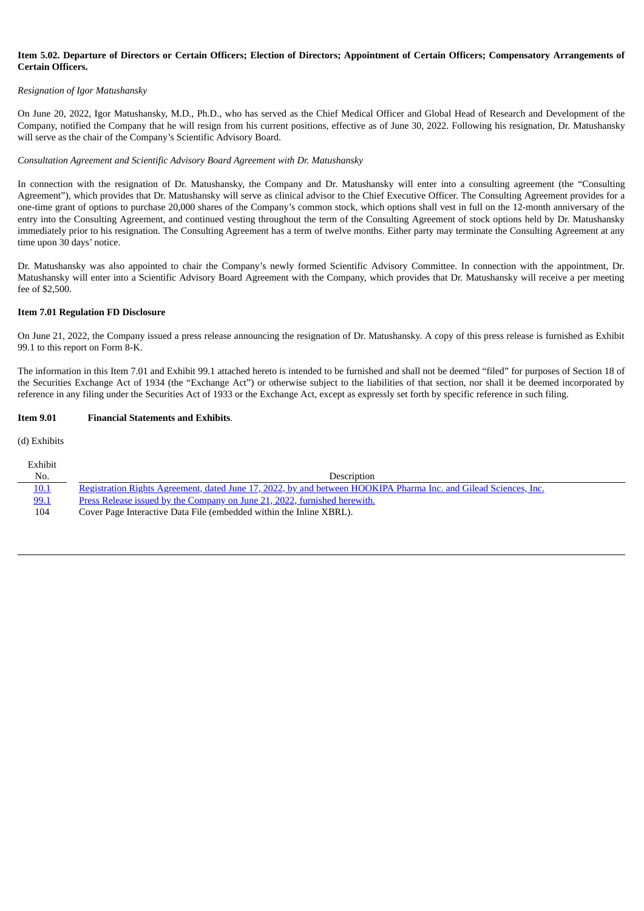**Item 5.02. Departure of Directors or Certain Officers; Election of Directors; Appointment of Certain Officers; Compensatory Arrangements of Certain Officers.**

*Resignation of Igor Matushansky*

On June 20, 2022, Igor Matushansky, M.D., Ph.D., who has served as the Chief Medical Officer and Global Head of Research and Development of the Company, notified the Company that he will resign from his current positions, effective as of June 30, 2022. Following his resignation, Dr. Matushansky will serve as the chair of the Company's Scientific Advisory Board.

*Consultation Agreement and Scientific Advisory Board Agreement with Dr. Matushansky*

In connection with the resignation of Dr. Matushansky, the Company and Dr. Matushansky will enter into a consulting agreement (the "Consulting Agreement"), which provides that Dr. Matushansky will serve as clinical advisor to the Chief Executive Officer. The Consulting Agreement provides for a one-time grant of options to purchase 20,000 shares of the Company's common stock, which options shall vest in full on the 12-month anniversary of the entry into the Consulting Agreement, and continued vesting throughout the term of the Consulting Agreement of stock options held by Dr. Matushansky immediately prior to his resignation. The Consulting Agreement has a term of twelve months. Either party may terminate the Consulting Agreement at any time upon 30 days' notice.

Dr. Matushansky was also appointed to chair the Company's newly formed Scientific Advisory Committee. In connection with the appointment, Dr. Matushansky will enter into a Scientific Advisory Board Agreement with the Company, which provides that Dr. Matushansky will receive a per meeting fee of $2,500.

**Item 7.01 Regulation FD Disclosure**

On June 21, 2022, the Company issued a press release announcing the resignation of Dr. Matushansky. A copy of this press release is furnished as Exhibit 99.1 to this report on Form 8-K.

The information in this Item 7.01 and Exhibit 99.1 attached hereto is intended to be furnished and shall not be deemed "filed" for purposes of Section 18 of the Securities Exchange Act of 1934 (the "Exchange Act") or otherwise subject to the liabilities of that section, nor shall it be deemed incorporated by reference in any filing under the Securities Act of 1933 or the Exchange Act, except as expressly set forth by specific reference in such filing.

**Item 9.01 Financial Statements and Exhibits**.

(d) Exhibits

| Exhibit No. | Description |
|---|---|
| 10.1 | Registration Rights Agreement, dated June 17, 2022, by and between HOOKIPA Pharma Inc. and Gilead Sciences, Inc. |
| 99.1 | Press Release issued by the Company on June 21, 2022, furnished herewith. |
| 104 | Cover Page Interactive Data File (embedded within the Inline XBRL). |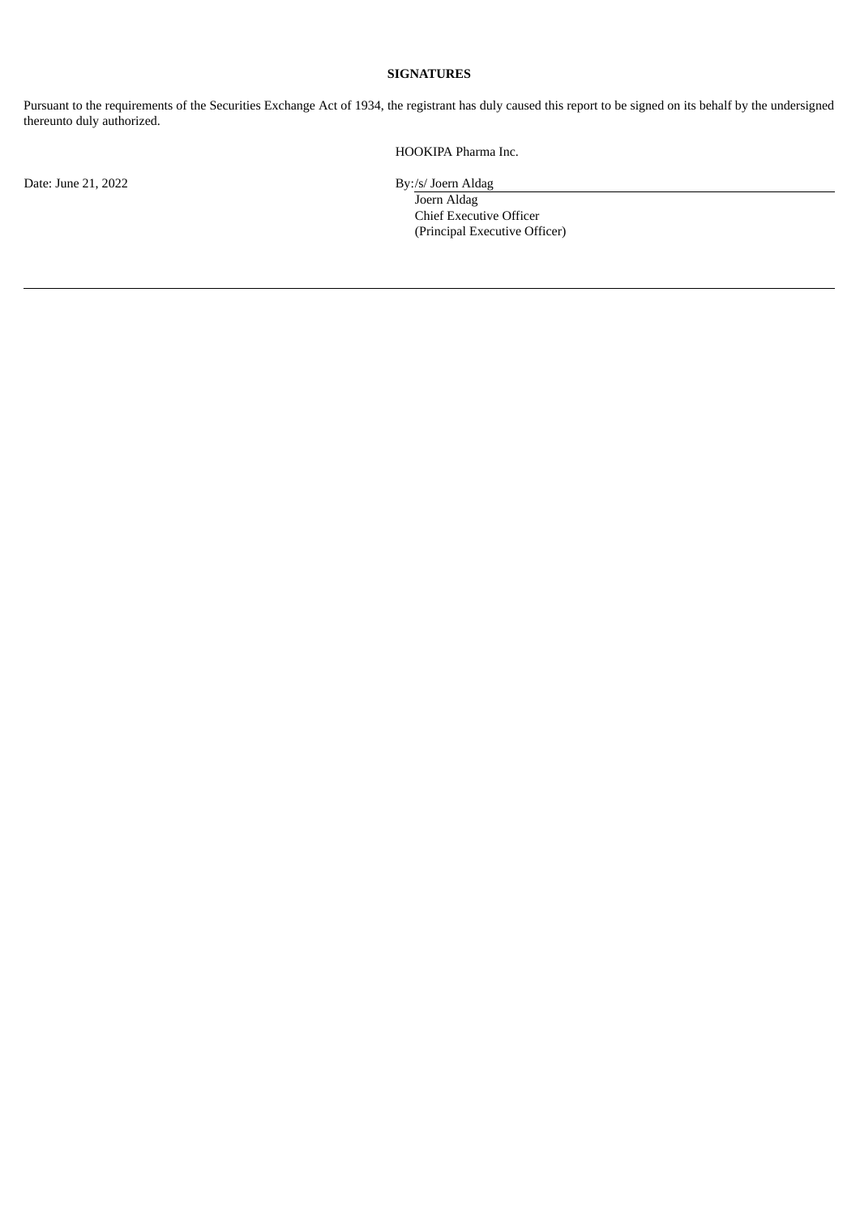**SIGNATURES**

Pursuant to the requirements of the Securities Exchange Act of 1934, the registrant has duly caused this report to be signed on its behalf by the undersigned thereunto duly authorized.

HOOKIPA Pharma Inc.

Date: June 21, 2022

By: /s/ Joern Aldag
Joern Aldag
Chief Executive Officer
(Principal Executive Officer)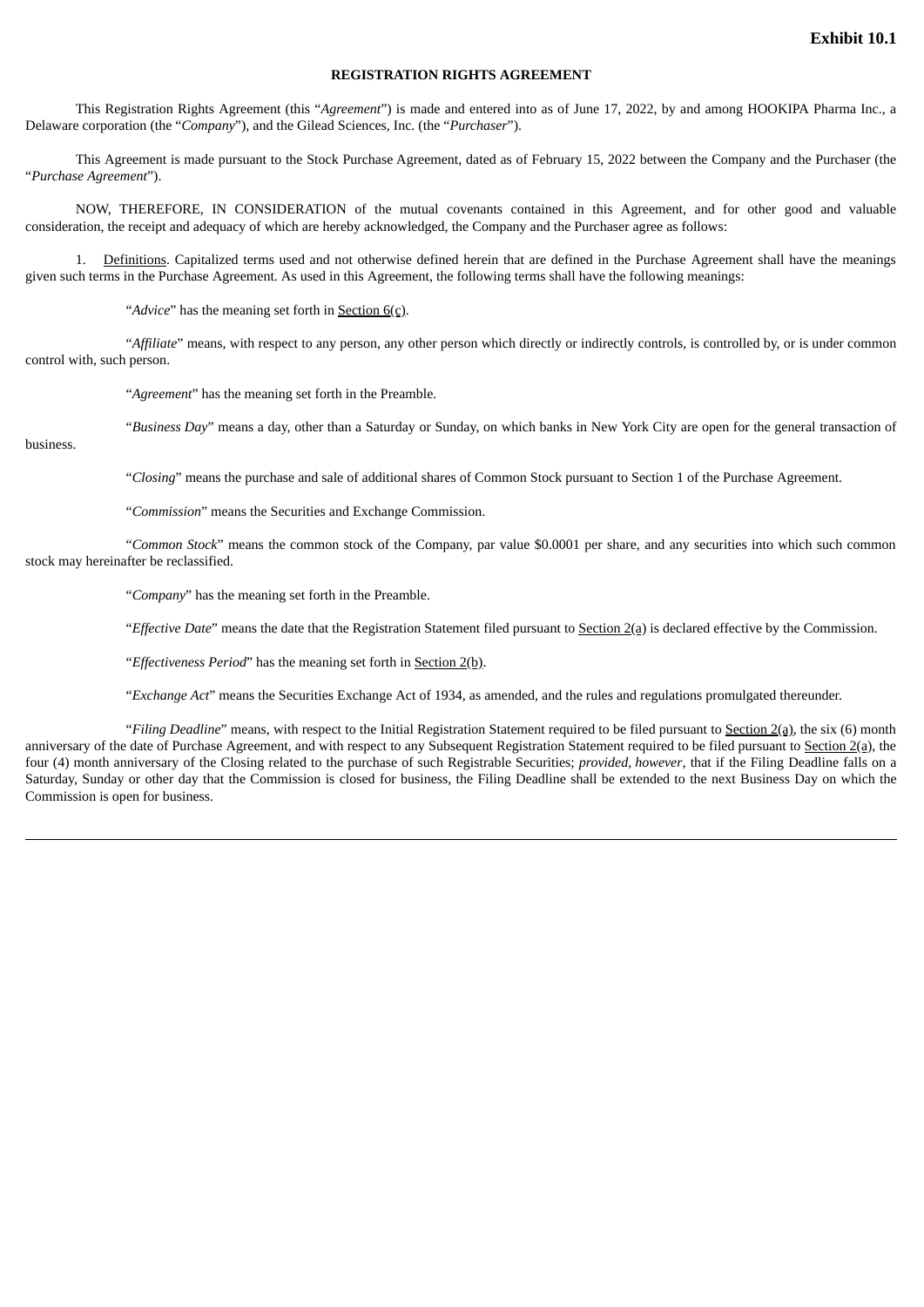**Exhibit 10.1**

**REGISTRATION RIGHTS AGREEMENT**

This Registration Rights Agreement (this "*Agreement*") is made and entered into as of June 17, 2022, by and among HOOKIPA Pharma Inc., a Delaware corporation (the "*Company*"), and the Gilead Sciences, Inc. (the "*Purchaser*").

This Agreement is made pursuant to the Stock Purchase Agreement, dated as of February 15, 2022 between the Company and the Purchaser (the "*Purchase Agreement*").

NOW, THEREFORE, IN CONSIDERATION of the mutual covenants contained in this Agreement, and for other good and valuable consideration, the receipt and adequacy of which are hereby acknowledged, the Company and the Purchaser agree as follows:

1. Definitions. Capitalized terms used and not otherwise defined herein that are defined in the Purchase Agreement shall have the meanings given such terms in the Purchase Agreement. As used in this Agreement, the following terms shall have the following meanings:

"*Advice*" has the meaning set forth in Section 6(c).

"*Affiliate*" means, with respect to any person, any other person which directly or indirectly controls, is controlled by, or is under common control with, such person.

"*Agreement*" has the meaning set forth in the Preamble.

"*Business Day*" means a day, other than a Saturday or Sunday, on which banks in New York City are open for the general transaction of business.

"*Closing*" means the purchase and sale of additional shares of Common Stock pursuant to Section 1 of the Purchase Agreement.

"*Commission*" means the Securities and Exchange Commission.

"*Common Stock*" means the common stock of the Company, par value $0.0001 per share, and any securities into which such common stock may hereinafter be reclassified.

"*Company*" has the meaning set forth in the Preamble.

"*Effective Date*" means the date that the Registration Statement filed pursuant to Section 2(a) is declared effective by the Commission.

"*Effectiveness Period*" has the meaning set forth in Section 2(b).

"*Exchange Act*" means the Securities Exchange Act of 1934, as amended, and the rules and regulations promulgated thereunder.

"*Filing Deadline*" means, with respect to the Initial Registration Statement required to be filed pursuant to Section 2(a), the six (6) month anniversary of the date of Purchase Agreement, and with respect to any Subsequent Registration Statement required to be filed pursuant to Section 2(a), the four (4) month anniversary of the Closing related to the purchase of such Registrable Securities; *provided, however*, that if the Filing Deadline falls on a Saturday, Sunday or other day that the Commission is closed for business, the Filing Deadline shall be extended to the next Business Day on which the Commission is open for business.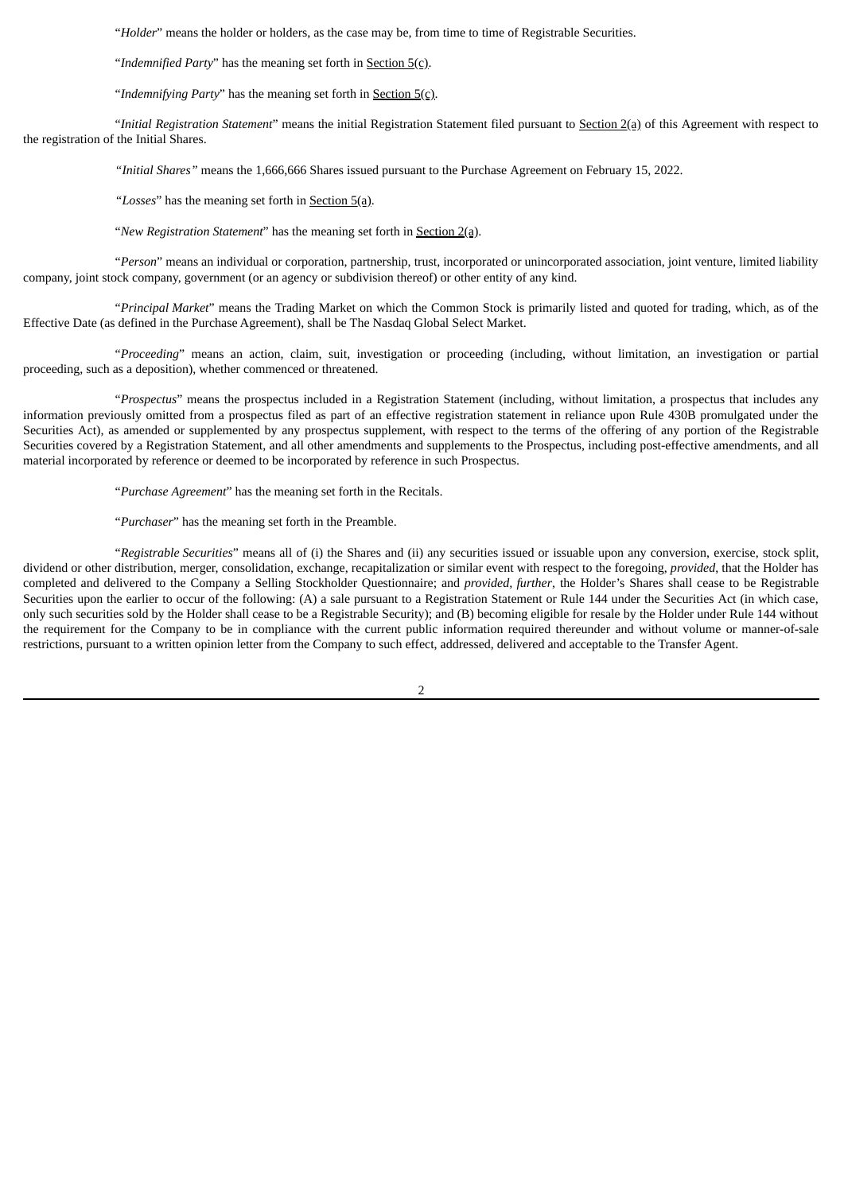"*Holder*" means the holder or holders, as the case may be, from time to time of Registrable Securities.

"*Indemnified Party*" has the meaning set forth in Section 5(c).

"*Indemnifying Party*" has the meaning set forth in Section 5(c).

"*Initial Registration Statement*" means the initial Registration Statement filed pursuant to Section 2(a) of this Agreement with respect to the registration of the Initial Shares.

"*Initial Shares*" means the 1,666,666 Shares issued pursuant to the Purchase Agreement on February 15, 2022.

"*Losses*" has the meaning set forth in Section 5(a).

"*New Registration Statement*" has the meaning set forth in Section 2(a).

"*Person*" means an individual or corporation, partnership, trust, incorporated or unincorporated association, joint venture, limited liability company, joint stock company, government (or an agency or subdivision thereof) or other entity of any kind.

"*Principal Market*" means the Trading Market on which the Common Stock is primarily listed and quoted for trading, which, as of the Effective Date (as defined in the Purchase Agreement), shall be The Nasdaq Global Select Market.

"*Proceeding*" means an action, claim, suit, investigation or proceeding (including, without limitation, an investigation or partial proceeding, such as a deposition), whether commenced or threatened.

"*Prospectus*" means the prospectus included in a Registration Statement (including, without limitation, a prospectus that includes any information previously omitted from a prospectus filed as part of an effective registration statement in reliance upon Rule 430B promulgated under the Securities Act), as amended or supplemented by any prospectus supplement, with respect to the terms of the offering of any portion of the Registrable Securities covered by a Registration Statement, and all other amendments and supplements to the Prospectus, including post-effective amendments, and all material incorporated by reference or deemed to be incorporated by reference in such Prospectus.

"*Purchase Agreement*" has the meaning set forth in the Recitals.

"*Purchaser*" has the meaning set forth in the Preamble.

"*Registrable Securities*" means all of (i) the Shares and (ii) any securities issued or issuable upon any conversion, exercise, stock split, dividend or other distribution, merger, consolidation, exchange, recapitalization or similar event with respect to the foregoing, *provided*, that the Holder has completed and delivered to the Company a Selling Stockholder Questionnaire; and *provided*, *further*, the Holder's Shares shall cease to be Registrable Securities upon the earlier to occur of the following: (A) a sale pursuant to a Registration Statement or Rule 144 under the Securities Act (in which case, only such securities sold by the Holder shall cease to be a Registrable Security); and (B) becoming eligible for resale by the Holder under Rule 144 without the requirement for the Company to be in compliance with the current public information required thereunder and without volume or manner-of-sale restrictions, pursuant to a written opinion letter from the Company to such effect, addressed, delivered and acceptable to the Transfer Agent.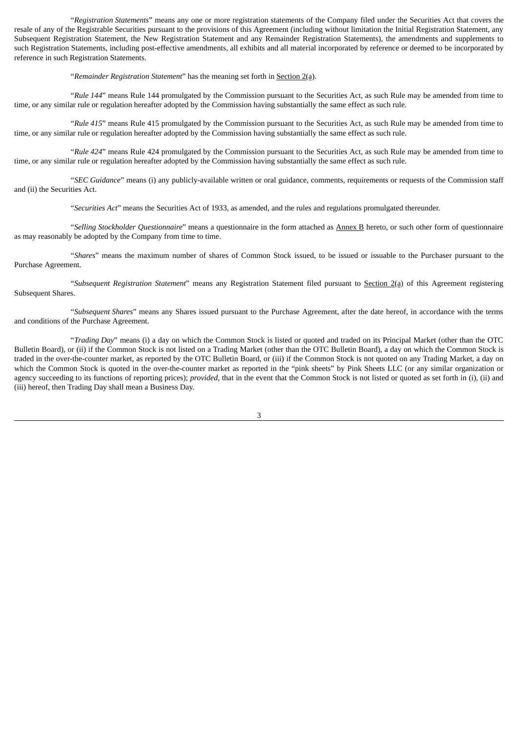"*Registration Statements*" means any one or more registration statements of the Company filed under the Securities Act that covers the resale of any of the Registrable Securities pursuant to the provisions of this Agreement (including without limitation the Initial Registration Statement, any Subsequent Registration Statement, the New Registration Statement and any Remainder Registration Statements), the amendments and supplements to such Registration Statements, including post-effective amendments, all exhibits and all material incorporated by reference or deemed to be incorporated by reference in such Registration Statements.

"*Remainder Registration Statement*" has the meaning set forth in Section 2(a).

"*Rule 144*" means Rule 144 promulgated by the Commission pursuant to the Securities Act, as such Rule may be amended from time to time, or any similar rule or regulation hereafter adopted by the Commission having substantially the same effect as such rule.

"*Rule 415*" means Rule 415 promulgated by the Commission pursuant to the Securities Act, as such Rule may be amended from time to time, or any similar rule or regulation hereafter adopted by the Commission having substantially the same effect as such rule.

"*Rule 424*" means Rule 424 promulgated by the Commission pursuant to the Securities Act, as such Rule may be amended from time to time, or any similar rule or regulation hereafter adopted by the Commission having substantially the same effect as such rule.

"*SEC Guidance*" means (i) any publicly-available written or oral guidance, comments, requirements or requests of the Commission staff and (ii) the Securities Act.

"*Securities Act*" means the Securities Act of 1933, as amended, and the rules and regulations promulgated thereunder.

"*Selling Stockholder Questionnaire*" means a questionnaire in the form attached as Annex B hereto, or such other form of questionnaire as may reasonably be adopted by the Company from time to time.

"*Shares*" means the maximum number of shares of Common Stock issued, to be issued or issuable to the Purchaser pursuant to the Purchase Agreement.

"*Subsequent Registration Statement*" means any Registration Statement filed pursuant to Section 2(a) of this Agreement registering Subsequent Shares.

"*Subsequent Shares*" means any Shares issued pursuant to the Purchase Agreement, after the date hereof, in accordance with the terms and conditions of the Purchase Agreement.

"*Trading Day*" means (i) a day on which the Common Stock is listed or quoted and traded on its Principal Market (other than the OTC Bulletin Board), or (ii) if the Common Stock is not listed on a Trading Market (other than the OTC Bulletin Board), a day on which the Common Stock is traded in the over-the-counter market, as reported by the OTC Bulletin Board, or (iii) if the Common Stock is not quoted on any Trading Market, a day on which the Common Stock is quoted in the over-the-counter market as reported in the "pink sheets" by Pink Sheets LLC (or any similar organization or agency succeeding to its functions of reporting prices); *provided*, that in the event that the Common Stock is not listed or quoted as set forth in (i), (ii) and (iii) hereof, then Trading Day shall mean a Business Day.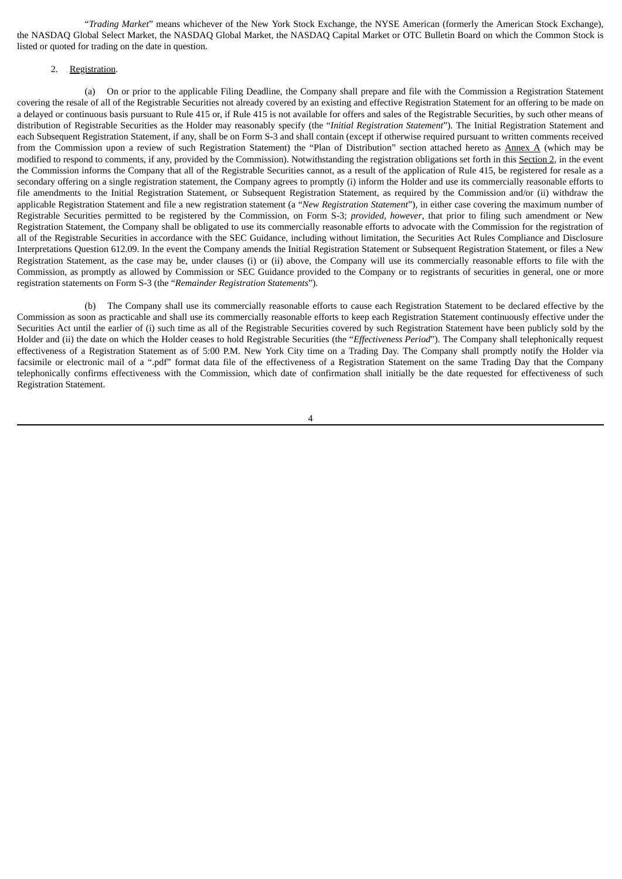"*Trading Market*" means whichever of the New York Stock Exchange, the NYSE American (formerly the American Stock Exchange), the NASDAQ Global Select Market, the NASDAQ Global Market, the NASDAQ Capital Market or OTC Bulletin Board on which the Common Stock is listed or quoted for trading on the date in question.

2. Registration.

(a) On or prior to the applicable Filing Deadline, the Company shall prepare and file with the Commission a Registration Statement covering the resale of all of the Registrable Securities not already covered by an existing and effective Registration Statement for an offering to be made on a delayed or continuous basis pursuant to Rule 415 or, if Rule 415 is not available for offers and sales of the Registrable Securities, by such other means of distribution of Registrable Securities as the Holder may reasonably specify (the "*Initial Registration Statement*"). The Initial Registration Statement and each Subsequent Registration Statement, if any, shall be on Form S-3 and shall contain (except if otherwise required pursuant to written comments received from the Commission upon a review of such Registration Statement) the "Plan of Distribution" section attached hereto as Annex A (which may be modified to respond to comments, if any, provided by the Commission). Notwithstanding the registration obligations set forth in this Section 2, in the event the Commission informs the Company that all of the Registrable Securities cannot, as a result of the application of Rule 415, be registered for resale as a secondary offering on a single registration statement, the Company agrees to promptly (i) inform the Holder and use its commercially reasonable efforts to file amendments to the Initial Registration Statement, or Subsequent Registration Statement, as required by the Commission and/or (ii) withdraw the applicable Registration Statement and file a new registration statement (a "*New Registration Statement*"), in either case covering the maximum number of Registrable Securities permitted to be registered by the Commission, on Form S-3; *provided*, *however*, that prior to filing such amendment or New Registration Statement, the Company shall be obligated to use its commercially reasonable efforts to advocate with the Commission for the registration of all of the Registrable Securities in accordance with the SEC Guidance, including without limitation, the Securities Act Rules Compliance and Disclosure Interpretations Question 612.09. In the event the Company amends the Initial Registration Statement or Subsequent Registration Statement, or files a New Registration Statement, as the case may be, under clauses (i) or (ii) above, the Company will use its commercially reasonable efforts to file with the Commission, as promptly as allowed by Commission or SEC Guidance provided to the Company or to registrants of securities in general, one or more registration statements on Form S-3 (the "*Remainder Registration Statements*").

(b) The Company shall use its commercially reasonable efforts to cause each Registration Statement to be declared effective by the Commission as soon as practicable and shall use its commercially reasonable efforts to keep each Registration Statement continuously effective under the Securities Act until the earlier of (i) such time as all of the Registrable Securities covered by such Registration Statement have been publicly sold by the Holder and (ii) the date on which the Holder ceases to hold Registrable Securities (the "*Effectiveness Period*"). The Company shall telephonically request effectiveness of a Registration Statement as of 5:00 P.M. New York City time on a Trading Day. The Company shall promptly notify the Holder via facsimile or electronic mail of a ".pdf" format data file of the effectiveness of a Registration Statement on the same Trading Day that the Company telephonically confirms effectiveness with the Commission, which date of confirmation shall initially be the date requested for effectiveness of such Registration Statement.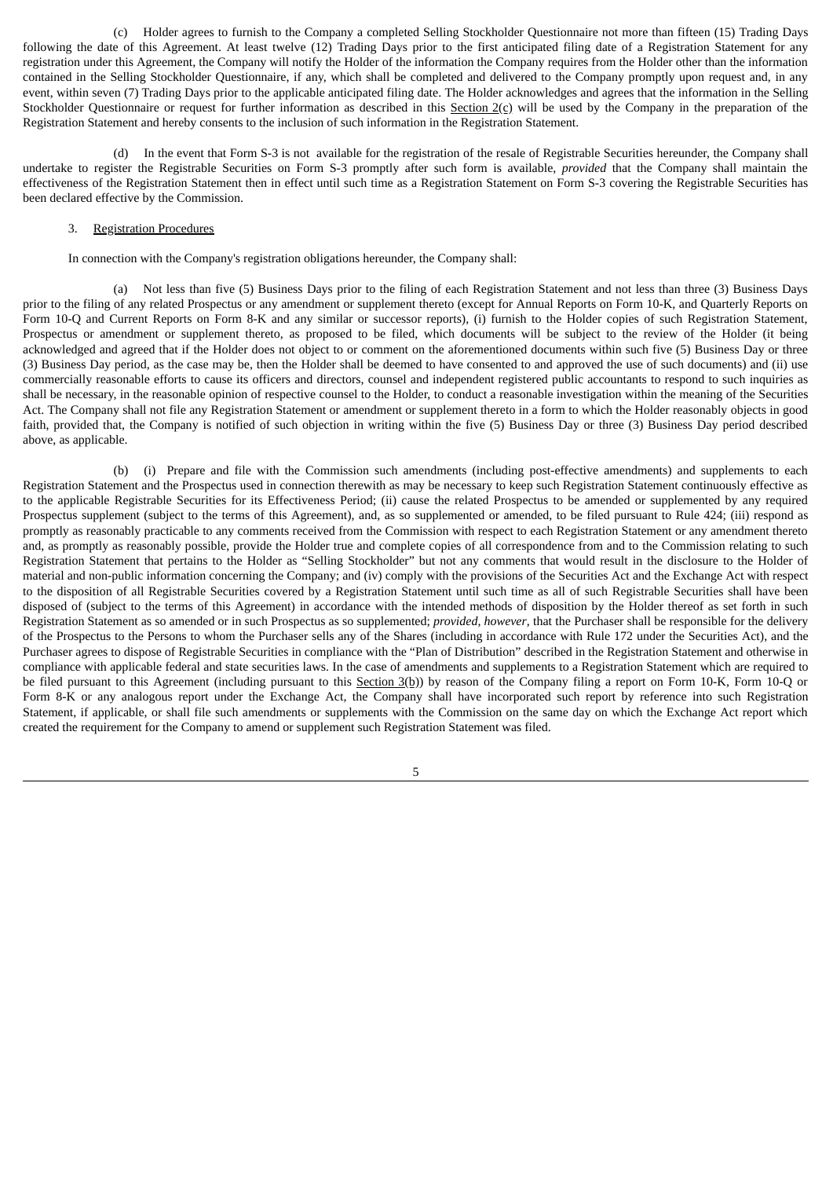(c) Holder agrees to furnish to the Company a completed Selling Stockholder Questionnaire not more than fifteen (15) Trading Days following the date of this Agreement. At least twelve (12) Trading Days prior to the first anticipated filing date of a Registration Statement for any registration under this Agreement, the Company will notify the Holder of the information the Company requires from the Holder other than the information contained in the Selling Stockholder Questionnaire, if any, which shall be completed and delivered to the Company promptly upon request and, in any event, within seven (7) Trading Days prior to the applicable anticipated filing date. The Holder acknowledges and agrees that the information in the Selling Stockholder Questionnaire or request for further information as described in this Section 2(c) will be used by the Company in the preparation of the Registration Statement and hereby consents to the inclusion of such information in the Registration Statement.

(d) In the event that Form S-3 is not available for the registration of the resale of Registrable Securities hereunder, the Company shall undertake to register the Registrable Securities on Form S-3 promptly after such form is available, *provided* that the Company shall maintain the effectiveness of the Registration Statement then in effect until such time as a Registration Statement on Form S-3 covering the Registrable Securities has been declared effective by the Commission.

3. Registration Procedures

In connection with the Company's registration obligations hereunder, the Company shall:

(a) Not less than five (5) Business Days prior to the filing of each Registration Statement and not less than three (3) Business Days prior to the filing of any related Prospectus or any amendment or supplement thereto (except for Annual Reports on Form 10-K, and Quarterly Reports on Form 10-Q and Current Reports on Form 8-K and any similar or successor reports), (i) furnish to the Holder copies of such Registration Statement, Prospectus or amendment or supplement thereto, as proposed to be filed, which documents will be subject to the review of the Holder (it being acknowledged and agreed that if the Holder does not object to or comment on the aforementioned documents within such five (5) Business Day or three (3) Business Day period, as the case may be, then the Holder shall be deemed to have consented to and approved the use of such documents) and (ii) use commercially reasonable efforts to cause its officers and directors, counsel and independent registered public accountants to respond to such inquiries as shall be necessary, in the reasonable opinion of respective counsel to the Holder, to conduct a reasonable investigation within the meaning of the Securities Act. The Company shall not file any Registration Statement or amendment or supplement thereto in a form to which the Holder reasonably objects in good faith, provided that, the Company is notified of such objection in writing within the five (5) Business Day or three (3) Business Day period described above, as applicable.

(b) (i) Prepare and file with the Commission such amendments (including post-effective amendments) and supplements to each Registration Statement and the Prospectus used in connection therewith as may be necessary to keep such Registration Statement continuously effective as to the applicable Registrable Securities for its Effectiveness Period; (ii) cause the related Prospectus to be amended or supplemented by any required Prospectus supplement (subject to the terms of this Agreement), and, as so supplemented or amended, to be filed pursuant to Rule 424; (iii) respond as promptly as reasonably practicable to any comments received from the Commission with respect to each Registration Statement or any amendment thereto and, as promptly as reasonably possible, provide the Holder true and complete copies of all correspondence from and to the Commission relating to such Registration Statement that pertains to the Holder as "Selling Stockholder" but not any comments that would result in the disclosure to the Holder of material and non-public information concerning the Company; and (iv) comply with the provisions of the Securities Act and the Exchange Act with respect to the disposition of all Registrable Securities covered by a Registration Statement until such time as all of such Registrable Securities shall have been disposed of (subject to the terms of this Agreement) in accordance with the intended methods of disposition by the Holder thereof as set forth in such Registration Statement as so amended or in such Prospectus as so supplemented; *provided*, *however*, that the Purchaser shall be responsible for the delivery of the Prospectus to the Persons to whom the Purchaser sells any of the Shares (including in accordance with Rule 172 under the Securities Act), and the Purchaser agrees to dispose of Registrable Securities in compliance with the "Plan of Distribution" described in the Registration Statement and otherwise in compliance with applicable federal and state securities laws. In the case of amendments and supplements to a Registration Statement which are required to be filed pursuant to this Agreement (including pursuant to this Section 3(b)) by reason of the Company filing a report on Form 10-K, Form 10-Q or Form 8-K or any analogous report under the Exchange Act, the Company shall have incorporated such report by reference into such Registration Statement, if applicable, or shall file such amendments or supplements with the Commission on the same day on which the Exchange Act report which created the requirement for the Company to amend or supplement such Registration Statement was filed.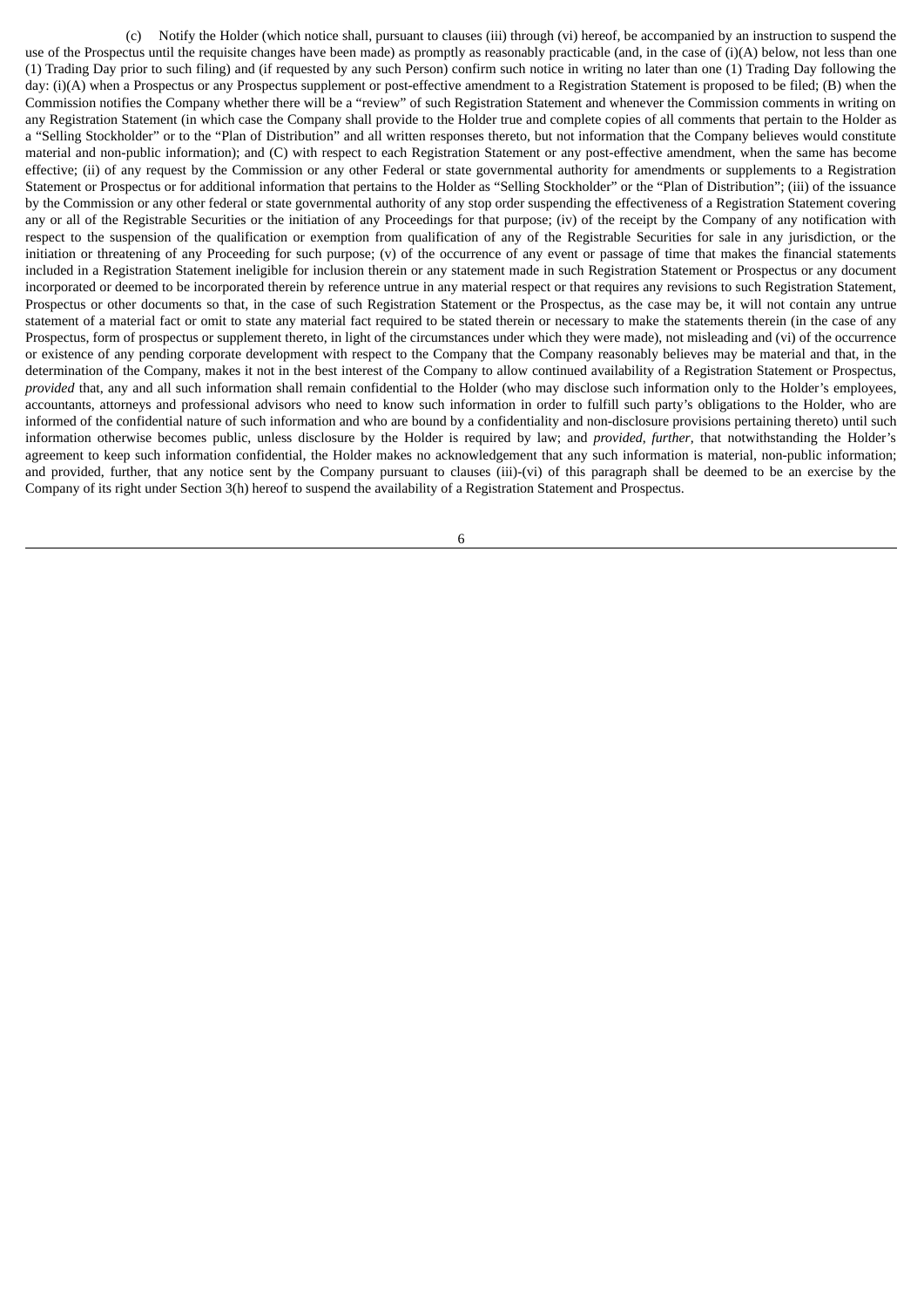(c) Notify the Holder (which notice shall, pursuant to clauses (iii) through (vi) hereof, be accompanied by an instruction to suspend the use of the Prospectus until the requisite changes have been made) as promptly as reasonably practicable (and, in the case of (i)(A) below, not less than one (1) Trading Day prior to such filing) and (if requested by any such Person) confirm such notice in writing no later than one (1) Trading Day following the day: (i)(A) when a Prospectus or any Prospectus supplement or post-effective amendment to a Registration Statement is proposed to be filed; (B) when the Commission notifies the Company whether there will be a "review" of such Registration Statement and whenever the Commission comments in writing on any Registration Statement (in which case the Company shall provide to the Holder true and complete copies of all comments that pertain to the Holder as a "Selling Stockholder" or to the "Plan of Distribution" and all written responses thereto, but not information that the Company believes would constitute material and non-public information); and (C) with respect to each Registration Statement or any post-effective amendment, when the same has become effective; (ii) of any request by the Commission or any other Federal or state governmental authority for amendments or supplements to a Registration Statement or Prospectus or for additional information that pertains to the Holder as "Selling Stockholder" or the "Plan of Distribution"; (iii) of the issuance by the Commission or any other federal or state governmental authority of any stop order suspending the effectiveness of a Registration Statement covering any or all of the Registrable Securities or the initiation of any Proceedings for that purpose; (iv) of the receipt by the Company of any notification with respect to the suspension of the qualification or exemption from qualification of any of the Registrable Securities for sale in any jurisdiction, or the initiation or threatening of any Proceeding for such purpose; (v) of the occurrence of any event or passage of time that makes the financial statements included in a Registration Statement ineligible for inclusion therein or any statement made in such Registration Statement or Prospectus or any document incorporated or deemed to be incorporated therein by reference untrue in any material respect or that requires any revisions to such Registration Statement, Prospectus or other documents so that, in the case of such Registration Statement or the Prospectus, as the case may be, it will not contain any untrue statement of a material fact or omit to state any material fact required to be stated therein or necessary to make the statements therein (in the case of any Prospectus, form of prospectus or supplement thereto, in light of the circumstances under which they were made), not misleading and (vi) of the occurrence or existence of any pending corporate development with respect to the Company that the Company reasonably believes may be material and that, in the determination of the Company, makes it not in the best interest of the Company to allow continued availability of a Registration Statement or Prospectus, *provided* that, any and all such information shall remain confidential to the Holder (who may disclose such information only to the Holder's employees, accountants, attorneys and professional advisors who need to know such information in order to fulfill such party's obligations to the Holder, who are informed of the confidential nature of such information and who are bound by a confidentiality and non-disclosure provisions pertaining thereto) until such information otherwise becomes public, unless disclosure by the Holder is required by law; and *provided, further*, that notwithstanding the Holder's agreement to keep such information confidential, the Holder makes no acknowledgement that any such information is material, non-public information; and provided, further, that any notice sent by the Company pursuant to clauses (iii)-(vi) of this paragraph shall be deemed to be an exercise by the Company of its right under Section 3(h) hereof to suspend the availability of a Registration Statement and Prospectus.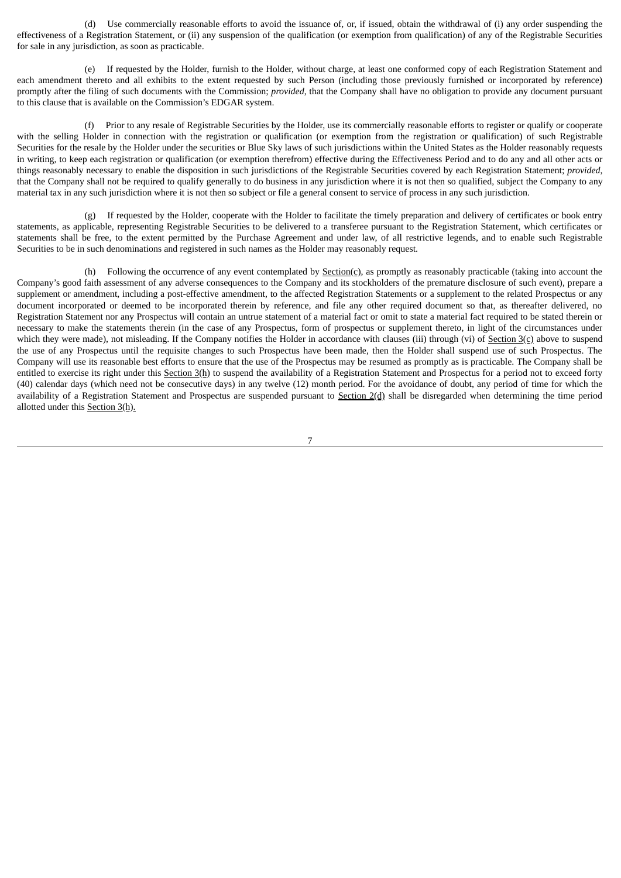(d) Use commercially reasonable efforts to avoid the issuance of, or, if issued, obtain the withdrawal of (i) any order suspending the effectiveness of a Registration Statement, or (ii) any suspension of the qualification (or exemption from qualification) of any of the Registrable Securities for sale in any jurisdiction, as soon as practicable.

(e) If requested by the Holder, furnish to the Holder, without charge, at least one conformed copy of each Registration Statement and each amendment thereto and all exhibits to the extent requested by such Person (including those previously furnished or incorporated by reference) promptly after the filing of such documents with the Commission; *provided*, that the Company shall have no obligation to provide any document pursuant to this clause that is available on the Commission's EDGAR system.

(f) Prior to any resale of Registrable Securities by the Holder, use its commercially reasonable efforts to register or qualify or cooperate with the selling Holder in connection with the registration or qualification (or exemption from the registration or qualification) of such Registrable Securities for the resale by the Holder under the securities or Blue Sky laws of such jurisdictions within the United States as the Holder reasonably requests in writing, to keep each registration or qualification (or exemption therefrom) effective during the Effectiveness Period and to do any and all other acts or things reasonably necessary to enable the disposition in such jurisdictions of the Registrable Securities covered by each Registration Statement; *provided*, that the Company shall not be required to qualify generally to do business in any jurisdiction where it is not then so qualified, subject the Company to any material tax in any such jurisdiction where it is not then so subject or file a general consent to service of process in any such jurisdiction.

(g) If requested by the Holder, cooperate with the Holder to facilitate the timely preparation and delivery of certificates or book entry statements, as applicable, representing Registrable Securities to be delivered to a transferee pursuant to the Registration Statement, which certificates or statements shall be free, to the extent permitted by the Purchase Agreement and under law, of all restrictive legends, and to enable such Registrable Securities to be in such denominations and registered in such names as the Holder may reasonably request.

(h) Following the occurrence of any event contemplated by Section(c), as promptly as reasonably practicable (taking into account the Company's good faith assessment of any adverse consequences to the Company and its stockholders of the premature disclosure of such event), prepare a supplement or amendment, including a post-effective amendment, to the affected Registration Statements or a supplement to the related Prospectus or any document incorporated or deemed to be incorporated therein by reference, and file any other required document so that, as thereafter delivered, no Registration Statement nor any Prospectus will contain an untrue statement of a material fact or omit to state a material fact required to be stated therein or necessary to make the statements therein (in the case of any Prospectus, form of prospectus or supplement thereto, in light of the circumstances under which they were made), not misleading. If the Company notifies the Holder in accordance with clauses (iii) through (vi) of Section 3(c) above to suspend the use of any Prospectus until the requisite changes to such Prospectus have been made, then the Holder shall suspend use of such Prospectus. The Company will use its reasonable best efforts to ensure that the use of the Prospectus may be resumed as promptly as is practicable. The Company shall be entitled to exercise its right under this Section 3(h) to suspend the availability of a Registration Statement and Prospectus for a period not to exceed forty (40) calendar days (which need not be consecutive days) in any twelve (12) month period. For the avoidance of doubt, any period of time for which the availability of a Registration Statement and Prospectus are suspended pursuant to Section 2(d) shall be disregarded when determining the time period allotted under this Section 3(h).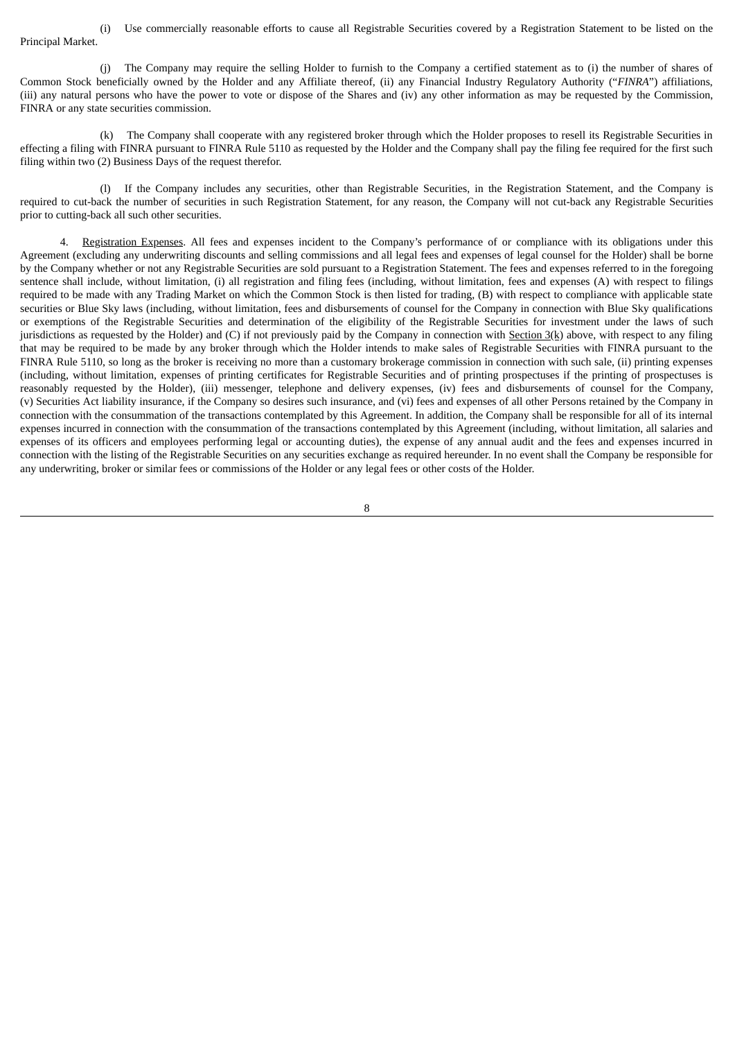(i) Use commercially reasonable efforts to cause all Registrable Securities covered by a Registration Statement to be listed on the Principal Market.

(j) The Company may require the selling Holder to furnish to the Company a certified statement as to (i) the number of shares of Common Stock beneficially owned by the Holder and any Affiliate thereof, (ii) any Financial Industry Regulatory Authority ("*FINRA*") affiliations, (iii) any natural persons who have the power to vote or dispose of the Shares and (iv) any other information as may be requested by the Commission, FINRA or any state securities commission.

(k) The Company shall cooperate with any registered broker through which the Holder proposes to resell its Registrable Securities in effecting a filing with FINRA pursuant to FINRA Rule 5110 as requested by the Holder and the Company shall pay the filing fee required for the first such filing within two (2) Business Days of the request therefor.

(l) If the Company includes any securities, other than Registrable Securities, in the Registration Statement, and the Company is required to cut-back the number of securities in such Registration Statement, for any reason, the Company will not cut-back any Registrable Securities prior to cutting-back all such other securities.

4. Registration Expenses. All fees and expenses incident to the Company's performance of or compliance with its obligations under this Agreement (excluding any underwriting discounts and selling commissions and all legal fees and expenses of legal counsel for the Holder) shall be borne by the Company whether or not any Registrable Securities are sold pursuant to a Registration Statement. The fees and expenses referred to in the foregoing sentence shall include, without limitation, (i) all registration and filing fees (including, without limitation, fees and expenses (A) with respect to filings required to be made with any Trading Market on which the Common Stock is then listed for trading, (B) with respect to compliance with applicable state securities or Blue Sky laws (including, without limitation, fees and disbursements of counsel for the Company in connection with Blue Sky qualifications or exemptions of the Registrable Securities and determination of the eligibility of the Registrable Securities for investment under the laws of such jurisdictions as requested by the Holder) and (C) if not previously paid by the Company in connection with Section 3(k) above, with respect to any filing that may be required to be made by any broker through which the Holder intends to make sales of Registrable Securities with FINRA pursuant to the FINRA Rule 5110, so long as the broker is receiving no more than a customary brokerage commission in connection with such sale, (ii) printing expenses (including, without limitation, expenses of printing certificates for Registrable Securities and of printing prospectuses if the printing of prospectuses is reasonably requested by the Holder), (iii) messenger, telephone and delivery expenses, (iv) fees and disbursements of counsel for the Company, (v) Securities Act liability insurance, if the Company so desires such insurance, and (vi) fees and expenses of all other Persons retained by the Company in connection with the consummation of the transactions contemplated by this Agreement. In addition, the Company shall be responsible for all of its internal expenses incurred in connection with the consummation of the transactions contemplated by this Agreement (including, without limitation, all salaries and expenses of its officers and employees performing legal or accounting duties), the expense of any annual audit and the fees and expenses incurred in connection with the listing of the Registrable Securities on any securities exchange as required hereunder. In no event shall the Company be responsible for any underwriting, broker or similar fees or commissions of the Holder or any legal fees or other costs of the Holder.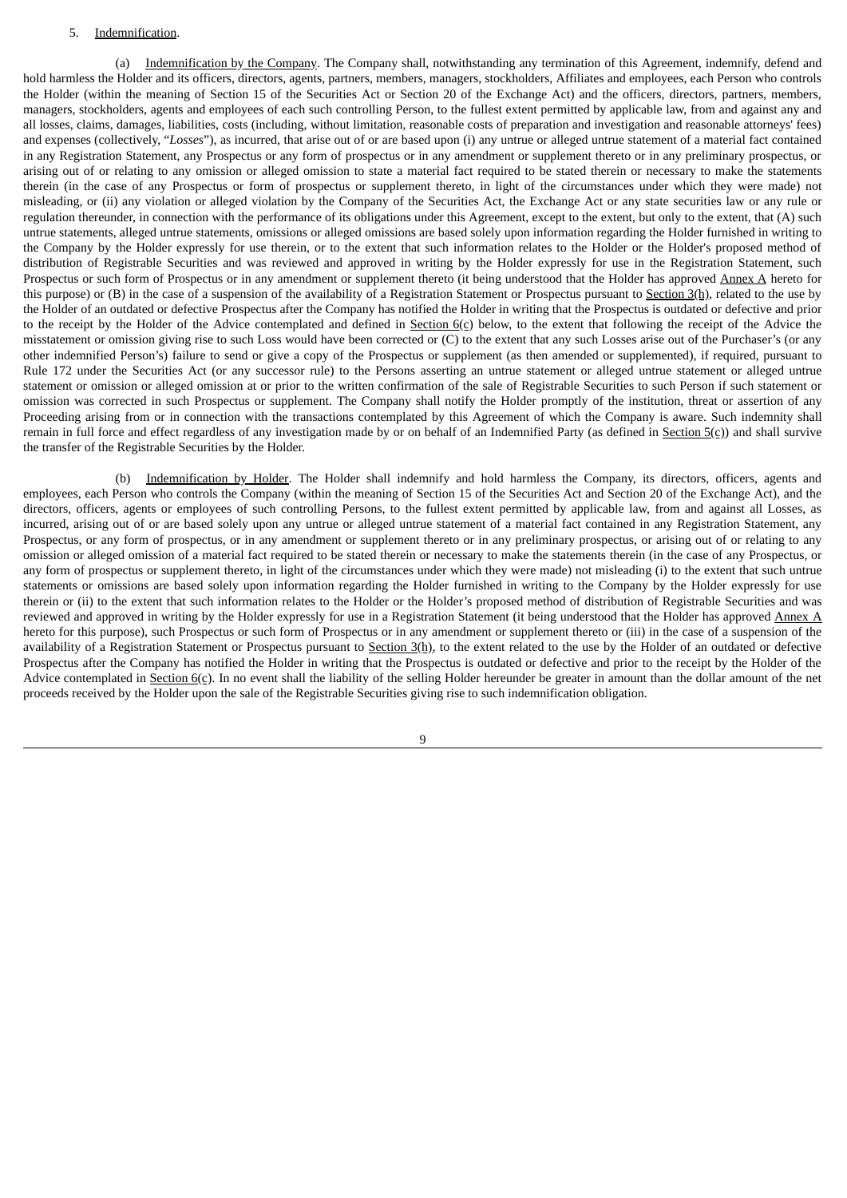5. Indemnification.

(a) Indemnification by the Company. The Company shall, notwithstanding any termination of this Agreement, indemnify, defend and hold harmless the Holder and its officers, directors, agents, partners, members, managers, stockholders, Affiliates and employees, each Person who controls the Holder (within the meaning of Section 15 of the Securities Act or Section 20 of the Exchange Act) and the officers, directors, partners, members, managers, stockholders, agents and employees of each such controlling Person, to the fullest extent permitted by applicable law, from and against any and all losses, claims, damages, liabilities, costs (including, without limitation, reasonable costs of preparation and investigation and reasonable attorneys' fees) and expenses (collectively, "*Losses*"), as incurred, that arise out of or are based upon (i) any untrue or alleged untrue statement of a material fact contained in any Registration Statement, any Prospectus or any form of prospectus or in any amendment or supplement thereto or in any preliminary prospectus, or arising out of or relating to any omission or alleged omission to state a material fact required to be stated therein or necessary to make the statements therein (in the case of any Prospectus or form of prospectus or supplement thereto, in light of the circumstances under which they were made) not misleading, or (ii) any violation or alleged violation by the Company of the Securities Act, the Exchange Act or any state securities law or any rule or regulation thereunder, in connection with the performance of its obligations under this Agreement, except to the extent, but only to the extent, that (A) such untrue statements, alleged untrue statements, omissions or alleged omissions are based solely upon information regarding the Holder furnished in writing to the Company by the Holder expressly for use therein, or to the extent that such information relates to the Holder or the Holder's proposed method of distribution of Registrable Securities and was reviewed and approved in writing by the Holder expressly for use in the Registration Statement, such Prospectus or such form of Prospectus or in any amendment or supplement thereto (it being understood that the Holder has approved Annex A hereto for this purpose) or (B) in the case of a suspension of the availability of a Registration Statement or Prospectus pursuant to Section 3(h), related to the use by the Holder of an outdated or defective Prospectus after the Company has notified the Holder in writing that the Prospectus is outdated or defective and prior to the receipt by the Holder of the Advice contemplated and defined in Section 6(c) below, to the extent that following the receipt of the Advice the misstatement or omission giving rise to such Loss would have been corrected or (C) to the extent that any such Losses arise out of the Purchaser's (or any other indemnified Person's) failure to send or give a copy of the Prospectus or supplement (as then amended or supplemented), if required, pursuant to Rule 172 under the Securities Act (or any successor rule) to the Persons asserting an untrue statement or alleged untrue statement or alleged untrue statement or omission or alleged omission at or prior to the written confirmation of the sale of Registrable Securities to such Person if such statement or omission was corrected in such Prospectus or supplement. The Company shall notify the Holder promptly of the institution, threat or assertion of any Proceeding arising from or in connection with the transactions contemplated by this Agreement of which the Company is aware. Such indemnity shall remain in full force and effect regardless of any investigation made by or on behalf of an Indemnified Party (as defined in Section 5(c)) and shall survive the transfer of the Registrable Securities by the Holder.

(b) Indemnification by Holder. The Holder shall indemnify and hold harmless the Company, its directors, officers, agents and employees, each Person who controls the Company (within the meaning of Section 15 of the Securities Act and Section 20 of the Exchange Act), and the directors, officers, agents or employees of such controlling Persons, to the fullest extent permitted by applicable law, from and against all Losses, as incurred, arising out of or are based solely upon any untrue or alleged untrue statement of a material fact contained in any Registration Statement, any Prospectus, or any form of prospectus, or in any amendment or supplement thereto or in any preliminary prospectus, or arising out of or relating to any omission or alleged omission of a material fact required to be stated therein or necessary to make the statements therein (in the case of any Prospectus, or any form of prospectus or supplement thereto, in light of the circumstances under which they were made) not misleading (i) to the extent that such untrue statements or omissions are based solely upon information regarding the Holder furnished in writing to the Company by the Holder expressly for use therein or (ii) to the extent that such information relates to the Holder or the Holder's proposed method of distribution of Registrable Securities and was reviewed and approved in writing by the Holder expressly for use in a Registration Statement (it being understood that the Holder has approved Annex A hereto for this purpose), such Prospectus or such form of Prospectus or in any amendment or supplement thereto or (iii) in the case of a suspension of the availability of a Registration Statement or Prospectus pursuant to Section 3(h), to the extent related to the use by the Holder of an outdated or defective Prospectus after the Company has notified the Holder in writing that the Prospectus is outdated or defective and prior to the receipt by the Holder of the Advice contemplated in Section 6(c). In no event shall the liability of the selling Holder hereunder be greater in amount than the dollar amount of the net proceeds received by the Holder upon the sale of the Registrable Securities giving rise to such indemnification obligation.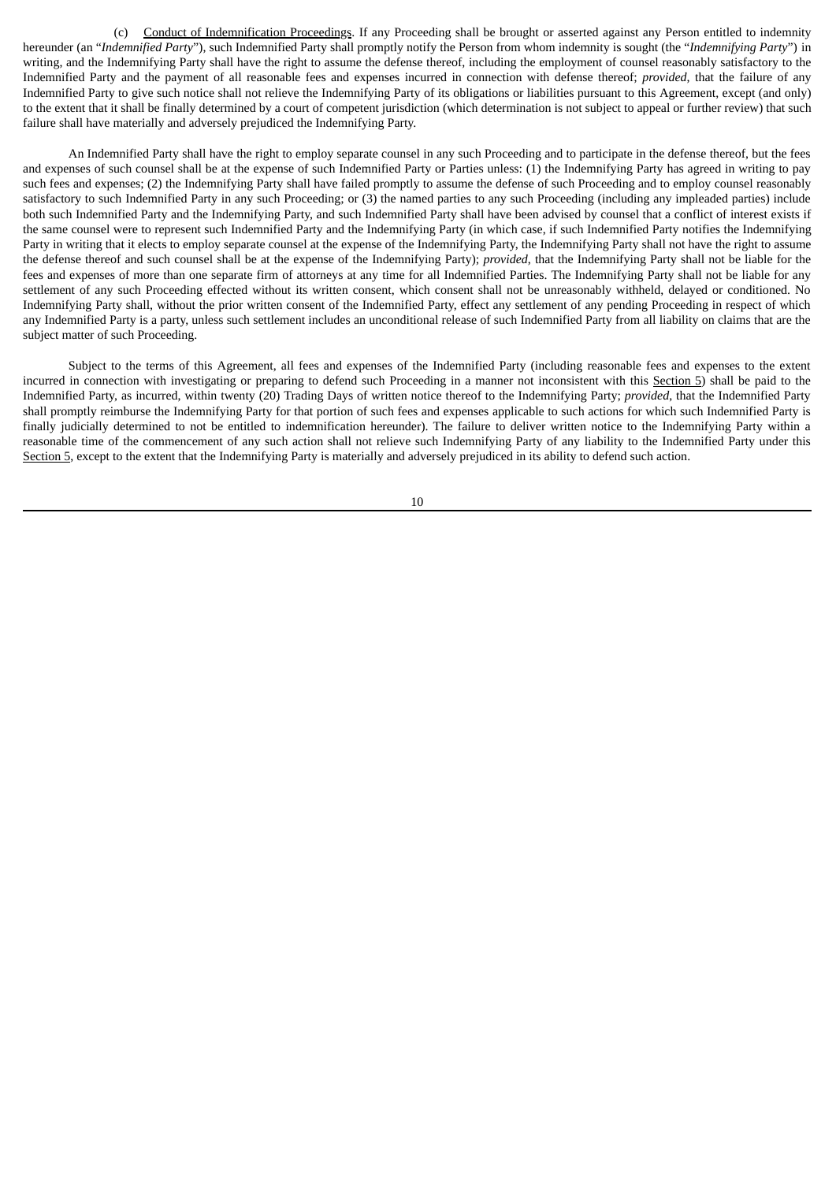(c) Conduct of Indemnification Proceedings. If any Proceeding shall be brought or asserted against any Person entitled to indemnity hereunder (an "*Indemnified Party*"), such Indemnified Party shall promptly notify the Person from whom indemnity is sought (the "*Indemnifying Party*") in writing, and the Indemnifying Party shall have the right to assume the defense thereof, including the employment of counsel reasonably satisfactory to the Indemnified Party and the payment of all reasonable fees and expenses incurred in connection with defense thereof; *provided*, that the failure of any Indemnified Party to give such notice shall not relieve the Indemnifying Party of its obligations or liabilities pursuant to this Agreement, except (and only) to the extent that it shall be finally determined by a court of competent jurisdiction (which determination is not subject to appeal or further review) that such failure shall have materially and adversely prejudiced the Indemnifying Party.

An Indemnified Party shall have the right to employ separate counsel in any such Proceeding and to participate in the defense thereof, but the fees and expenses of such counsel shall be at the expense of such Indemnified Party or Parties unless: (1) the Indemnifying Party has agreed in writing to pay such fees and expenses; (2) the Indemnifying Party shall have failed promptly to assume the defense of such Proceeding and to employ counsel reasonably satisfactory to such Indemnified Party in any such Proceeding; or (3) the named parties to any such Proceeding (including any impleaded parties) include both such Indemnified Party and the Indemnifying Party, and such Indemnified Party shall have been advised by counsel that a conflict of interest exists if the same counsel were to represent such Indemnified Party and the Indemnifying Party (in which case, if such Indemnified Party notifies the Indemnifying Party in writing that it elects to employ separate counsel at the expense of the Indemnifying Party, the Indemnifying Party shall not have the right to assume the defense thereof and such counsel shall be at the expense of the Indemnifying Party); *provided*, that the Indemnifying Party shall not be liable for the fees and expenses of more than one separate firm of attorneys at any time for all Indemnified Parties. The Indemnifying Party shall not be liable for any settlement of any such Proceeding effected without its written consent, which consent shall not be unreasonably withheld, delayed or conditioned. No Indemnifying Party shall, without the prior written consent of the Indemnified Party, effect any settlement of any pending Proceeding in respect of which any Indemnified Party is a party, unless such settlement includes an unconditional release of such Indemnified Party from all liability on claims that are the subject matter of such Proceeding.

Subject to the terms of this Agreement, all fees and expenses of the Indemnified Party (including reasonable fees and expenses to the extent incurred in connection with investigating or preparing to defend such Proceeding in a manner not inconsistent with this Section 5) shall be paid to the Indemnified Party, as incurred, within twenty (20) Trading Days of written notice thereof to the Indemnifying Party; *provided*, that the Indemnified Party shall promptly reimburse the Indemnifying Party for that portion of such fees and expenses applicable to such actions for which such Indemnified Party is finally judicially determined to not be entitled to indemnification hereunder). The failure to deliver written notice to the Indemnifying Party within a reasonable time of the commencement of any such action shall not relieve such Indemnifying Party of any liability to the Indemnified Party under this Section 5, except to the extent that the Indemnifying Party is materially and adversely prejudiced in its ability to defend such action.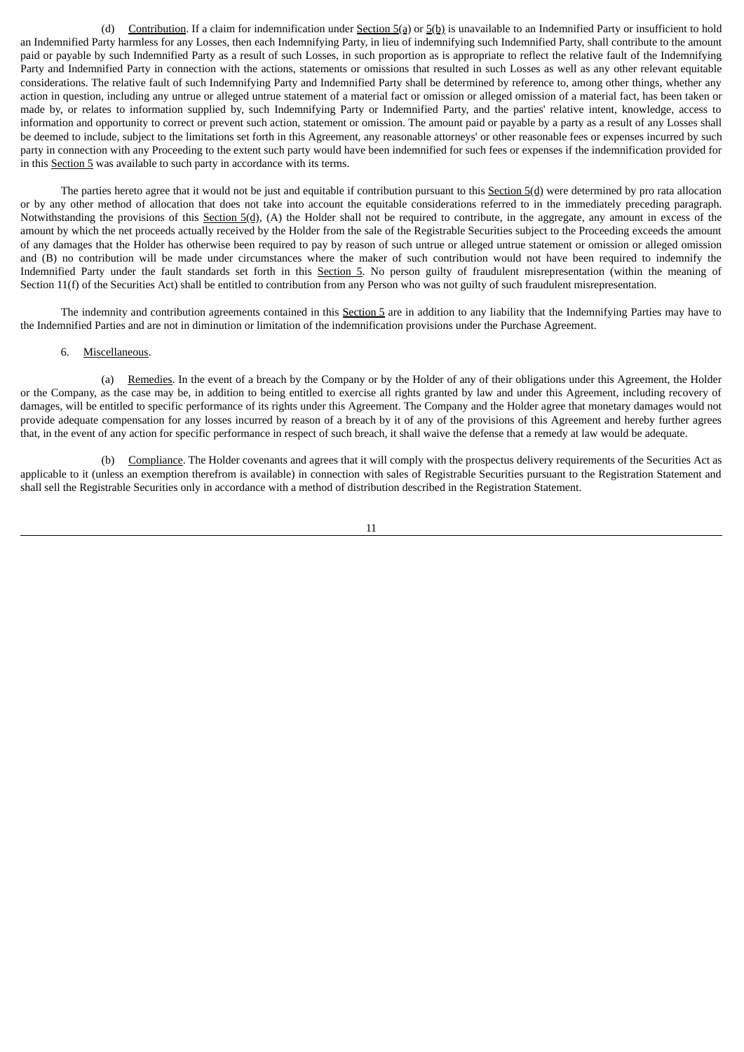(d) Contribution. If a claim for indemnification under Section 5(a) or 5(b) is unavailable to an Indemnified Party or insufficient to hold an Indemnified Party harmless for any Losses, then each Indemnifying Party, in lieu of indemnifying such Indemnified Party, shall contribute to the amount paid or payable by such Indemnified Party as a result of such Losses, in such proportion as is appropriate to reflect the relative fault of the Indemnifying Party and Indemnified Party in connection with the actions, statements or omissions that resulted in such Losses as well as any other relevant equitable considerations. The relative fault of such Indemnifying Party and Indemnified Party shall be determined by reference to, among other things, whether any action in question, including any untrue or alleged untrue statement of a material fact or omission or alleged omission of a material fact, has been taken or made by, or relates to information supplied by, such Indemnifying Party or Indemnified Party, and the parties' relative intent, knowledge, access to information and opportunity to correct or prevent such action, statement or omission. The amount paid or payable by a party as a result of any Losses shall be deemed to include, subject to the limitations set forth in this Agreement, any reasonable attorneys' or other reasonable fees or expenses incurred by such party in connection with any Proceeding to the extent such party would have been indemnified for such fees or expenses if the indemnification provided for in this Section 5 was available to such party in accordance with its terms.

The parties hereto agree that it would not be just and equitable if contribution pursuant to this Section 5(d) were determined by pro rata allocation or by any other method of allocation that does not take into account the equitable considerations referred to in the immediately preceding paragraph. Notwithstanding the provisions of this Section 5(d), (A) the Holder shall not be required to contribute, in the aggregate, any amount in excess of the amount by which the net proceeds actually received by the Holder from the sale of the Registrable Securities subject to the Proceeding exceeds the amount of any damages that the Holder has otherwise been required to pay by reason of such untrue or alleged untrue statement or omission or alleged omission and (B) no contribution will be made under circumstances where the maker of such contribution would not have been required to indemnify the Indemnified Party under the fault standards set forth in this Section 5. No person guilty of fraudulent misrepresentation (within the meaning of Section 11(f) of the Securities Act) shall be entitled to contribution from any Person who was not guilty of such fraudulent misrepresentation.

The indemnity and contribution agreements contained in this Section 5 are in addition to any liability that the Indemnifying Parties may have to the Indemnified Parties and are not in diminution or limitation of the indemnification provisions under the Purchase Agreement.

6. Miscellaneous.

(a) Remedies. In the event of a breach by the Company or by the Holder of any of their obligations under this Agreement, the Holder or the Company, as the case may be, in addition to being entitled to exercise all rights granted by law and under this Agreement, including recovery of damages, will be entitled to specific performance of its rights under this Agreement. The Company and the Holder agree that monetary damages would not provide adequate compensation for any losses incurred by reason of a breach by it of any of the provisions of this Agreement and hereby further agrees that, in the event of any action for specific performance in respect of such breach, it shall waive the defense that a remedy at law would be adequate.

(b) Compliance. The Holder covenants and agrees that it will comply with the prospectus delivery requirements of the Securities Act as applicable to it (unless an exemption therefrom is available) in connection with sales of Registrable Securities pursuant to the Registration Statement and shall sell the Registrable Securities only in accordance with a method of distribution described in the Registration Statement.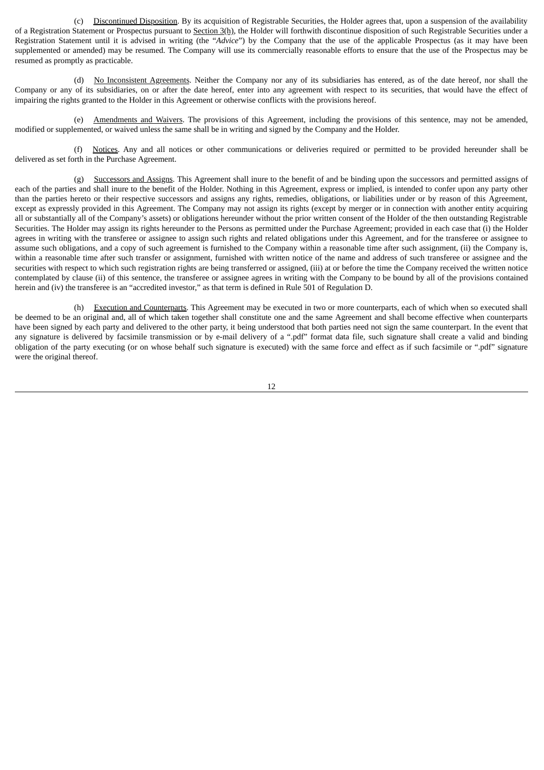(c) Discontinued Disposition. By its acquisition of Registrable Securities, the Holder agrees that, upon a suspension of the availability of a Registration Statement or Prospectus pursuant to Section 3(h), the Holder will forthwith discontinue disposition of such Registrable Securities under a Registration Statement until it is advised in writing (the "*Advice*") by the Company that the use of the applicable Prospectus (as it may have been supplemented or amended) may be resumed. The Company will use its commercially reasonable efforts to ensure that the use of the Prospectus may be resumed as promptly as practicable.

(d) No Inconsistent Agreements. Neither the Company nor any of its subsidiaries has entered, as of the date hereof, nor shall the Company or any of its subsidiaries, on or after the date hereof, enter into any agreement with respect to its securities, that would have the effect of impairing the rights granted to the Holder in this Agreement or otherwise conflicts with the provisions hereof.

(e) Amendments and Waivers. The provisions of this Agreement, including the provisions of this sentence, may not be amended, modified or supplemented, or waived unless the same shall be in writing and signed by the Company and the Holder.

(f) Notices. Any and all notices or other communications or deliveries required or permitted to be provided hereunder shall be delivered as set forth in the Purchase Agreement.

(g) Successors and Assigns. This Agreement shall inure to the benefit of and be binding upon the successors and permitted assigns of each of the parties and shall inure to the benefit of the Holder. Nothing in this Agreement, express or implied, is intended to confer upon any party other than the parties hereto or their respective successors and assigns any rights, remedies, obligations, or liabilities under or by reason of this Agreement, except as expressly provided in this Agreement. The Company may not assign its rights (except by merger or in connection with another entity acquiring all or substantially all of the Company's assets) or obligations hereunder without the prior written consent of the Holder of the then outstanding Registrable Securities. The Holder may assign its rights hereunder to the Persons as permitted under the Purchase Agreement; provided in each case that (i) the Holder agrees in writing with the transferee or assignee to assign such rights and related obligations under this Agreement, and for the transferee or assignee to assume such obligations, and a copy of such agreement is furnished to the Company within a reasonable time after such assignment, (ii) the Company is, within a reasonable time after such transfer or assignment, furnished with written notice of the name and address of such transferee or assignee and the securities with respect to which such registration rights are being transferred or assigned, (iii) at or before the time the Company received the written notice contemplated by clause (ii) of this sentence, the transferee or assignee agrees in writing with the Company to be bound by all of the provisions contained herein and (iv) the transferee is an "accredited investor," as that term is defined in Rule 501 of Regulation D.

(h) Execution and Counterparts. This Agreement may be executed in two or more counterparts, each of which when so executed shall be deemed to be an original and, all of which taken together shall constitute one and the same Agreement and shall become effective when counterparts have been signed by each party and delivered to the other party, it being understood that both parties need not sign the same counterpart. In the event that any signature is delivered by facsimile transmission or by e-mail delivery of a ".pdf" format data file, such signature shall create a valid and binding obligation of the party executing (or on whose behalf such signature is executed) with the same force and effect as if such facsimile or ".pdf" signature were the original thereof.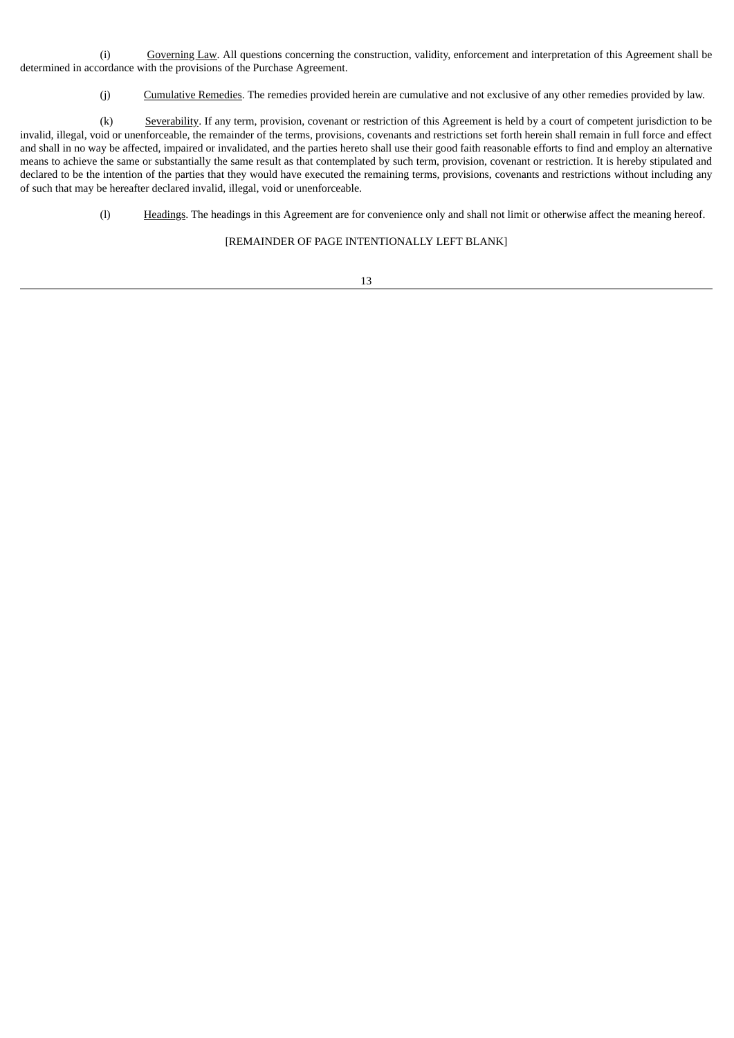(i) Governing Law. All questions concerning the construction, validity, enforcement and interpretation of this Agreement shall be determined in accordance with the provisions of the Purchase Agreement.

(j) Cumulative Remedies. The remedies provided herein are cumulative and not exclusive of any other remedies provided by law.

(k) Severability. If any term, provision, covenant or restriction of this Agreement is held by a court of competent jurisdiction to be invalid, illegal, void or unenforceable, the remainder of the terms, provisions, covenants and restrictions set forth herein shall remain in full force and effect and shall in no way be affected, impaired or invalidated, and the parties hereto shall use their good faith reasonable efforts to find and employ an alternative means to achieve the same or substantially the same result as that contemplated by such term, provision, covenant or restriction. It is hereby stipulated and declared to be the intention of the parties that they would have executed the remaining terms, provisions, covenants and restrictions without including any of such that may be hereafter declared invalid, illegal, void or unenforceable.

(l) Headings. The headings in this Agreement are for convenience only and shall not limit or otherwise affect the meaning hereof.

[REMAINDER OF PAGE INTENTIONALLY LEFT BLANK]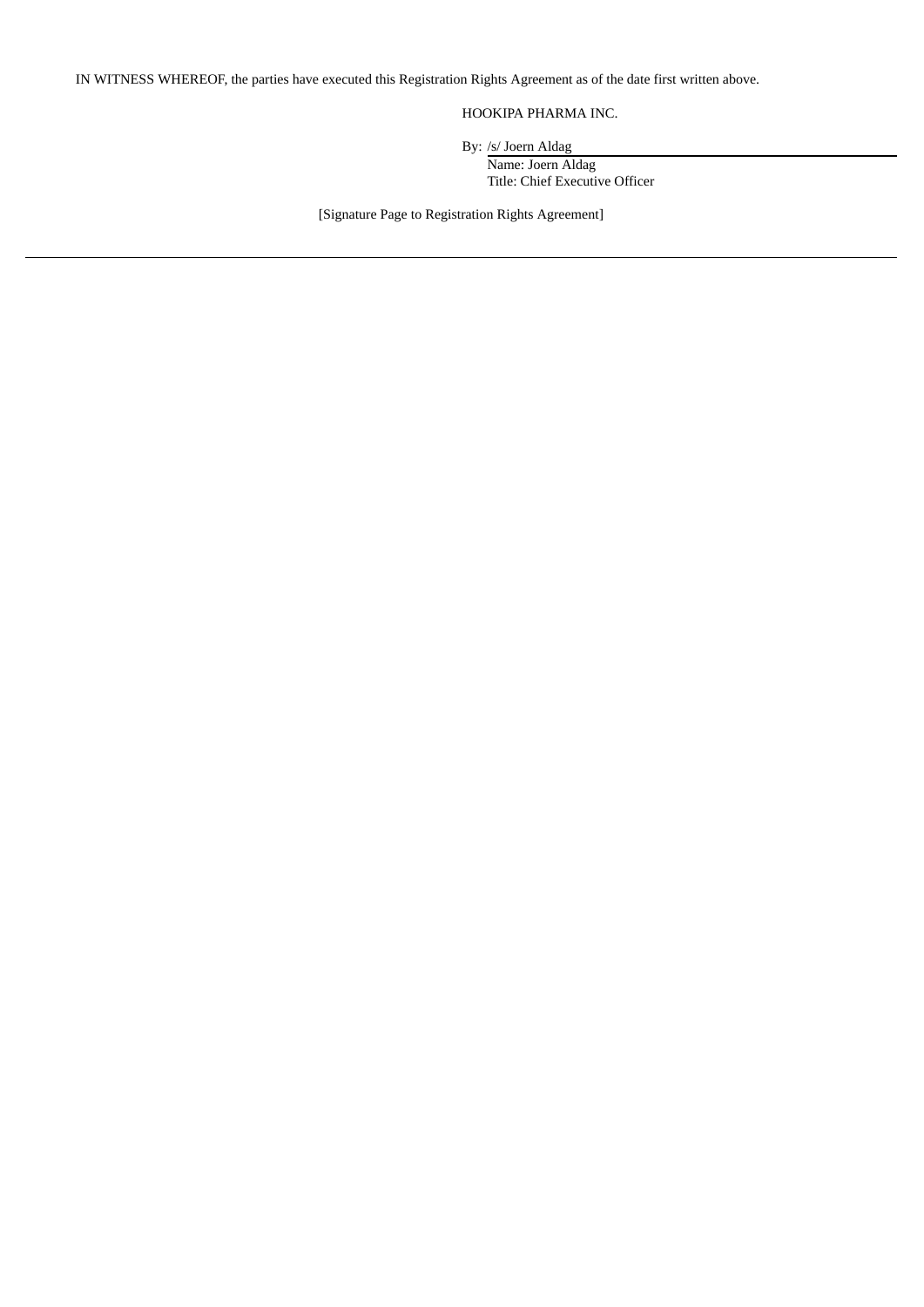IN WITNESS WHEREOF, the parties have executed this Registration Rights Agreement as of the date first written above.

HOOKIPA PHARMA INC.

By: /s/ Joern Aldag
Name: Joern Aldag
Title: Chief Executive Officer

[Signature Page to Registration Rights Agreement]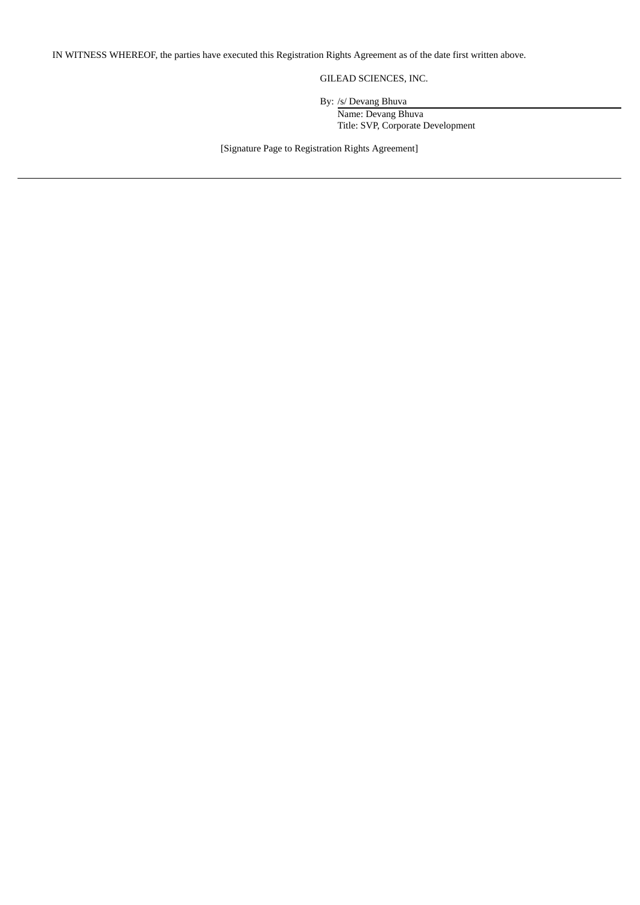IN WITNESS WHEREOF, the parties have executed this Registration Rights Agreement as of the date first written above.

GILEAD SCIENCES, INC.

By: /s/ Devang Bhuva

Name: Devang Bhuva

Title: SVP, Corporate Development

[Signature Page to Registration Rights Agreement]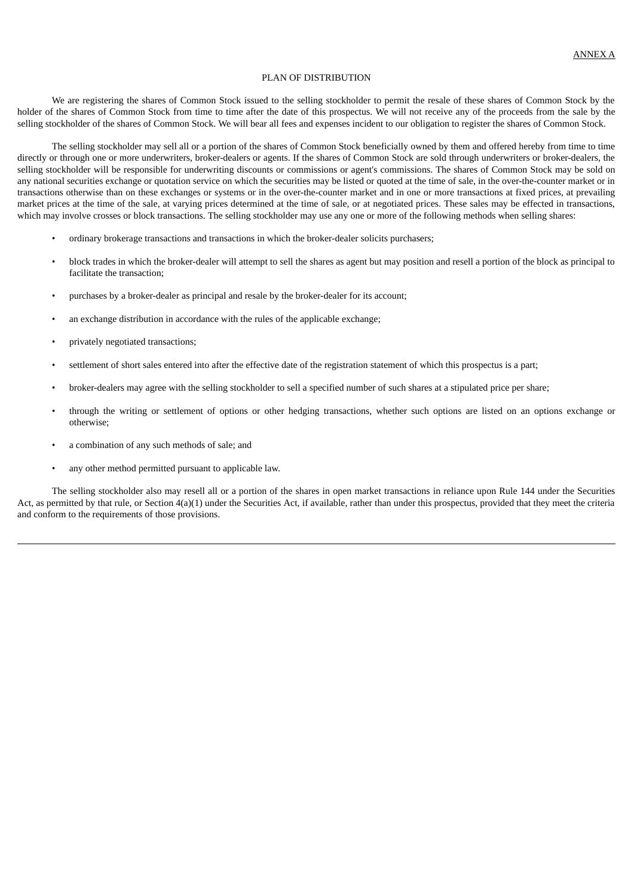ANNEX A

## PLAN OF DISTRIBUTION

We are registering the shares of Common Stock issued to the selling stockholder to permit the resale of these shares of Common Stock by the holder of the shares of Common Stock from time to time after the date of this prospectus. We will not receive any of the proceeds from the sale by the selling stockholder of the shares of Common Stock. We will bear all fees and expenses incident to our obligation to register the shares of Common Stock.

The selling stockholder may sell all or a portion of the shares of Common Stock beneficially owned by them and offered hereby from time to time directly or through one or more underwriters, broker-dealers or agents. If the shares of Common Stock are sold through underwriters or broker-dealers, the selling stockholder will be responsible for underwriting discounts or commissions or agent's commissions. The shares of Common Stock may be sold on any national securities exchange or quotation service on which the securities may be listed or quoted at the time of sale, in the over-the-counter market or in transactions otherwise than on these exchanges or systems or in the over-the-counter market and in one or more transactions at fixed prices, at prevailing market prices at the time of the sale, at varying prices determined at the time of sale, or at negotiated prices. These sales may be effected in transactions, which may involve crosses or block transactions. The selling stockholder may use any one or more of the following methods when selling shares:

- ordinary brokerage transactions and transactions in which the broker-dealer solicits purchasers;
- block trades in which the broker-dealer will attempt to sell the shares as agent but may position and resell a portion of the block as principal to facilitate the transaction;
- purchases by a broker-dealer as principal and resale by the broker-dealer for its account;
- an exchange distribution in accordance with the rules of the applicable exchange;
- privately negotiated transactions;
- settlement of short sales entered into after the effective date of the registration statement of which this prospectus is a part;
- broker-dealers may agree with the selling stockholder to sell a specified number of such shares at a stipulated price per share;
- through the writing or settlement of options or other hedging transactions, whether such options are listed on an options exchange or otherwise;
- a combination of any such methods of sale; and
- any other method permitted pursuant to applicable law.

The selling stockholder also may resell all or a portion of the shares in open market transactions in reliance upon Rule 144 under the Securities Act, as permitted by that rule, or Section 4(a)(1) under the Securities Act, if available, rather than under this prospectus, provided that they meet the criteria and conform to the requirements of those provisions.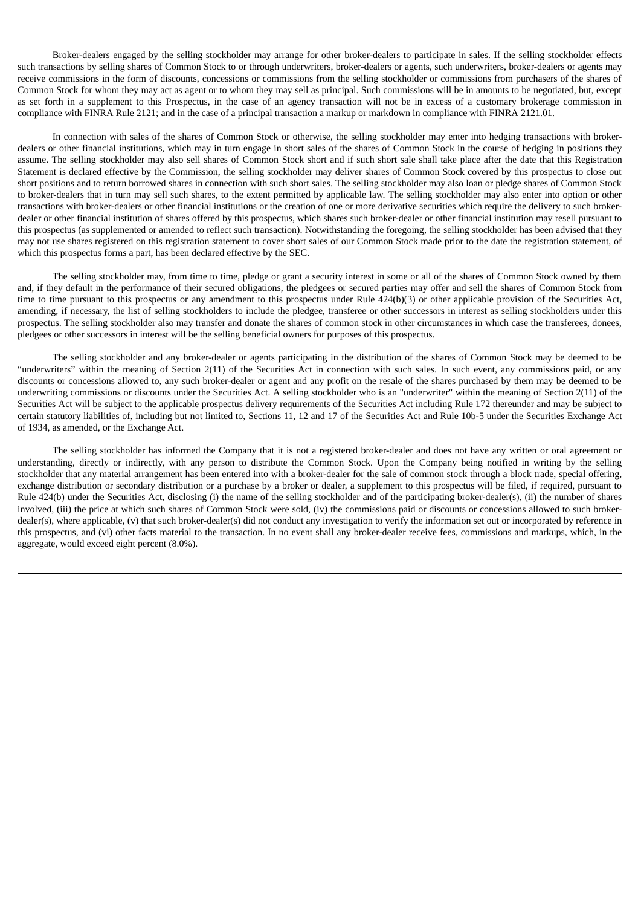Broker-dealers engaged by the selling stockholder may arrange for other broker-dealers to participate in sales. If the selling stockholder effects such transactions by selling shares of Common Stock to or through underwriters, broker-dealers or agents, such underwriters, broker-dealers or agents may receive commissions in the form of discounts, concessions or commissions from the selling stockholder or commissions from purchasers of the shares of Common Stock for whom they may act as agent or to whom they may sell as principal. Such commissions will be in amounts to be negotiated, but, except as set forth in a supplement to this Prospectus, in the case of an agency transaction will not be in excess of a customary brokerage commission in compliance with FINRA Rule 2121; and in the case of a principal transaction a markup or markdown in compliance with FINRA 2121.01.

In connection with sales of the shares of Common Stock or otherwise, the selling stockholder may enter into hedging transactions with broker-dealers or other financial institutions, which may in turn engage in short sales of the shares of Common Stock in the course of hedging in positions they assume. The selling stockholder may also sell shares of Common Stock short and if such short sale shall take place after the date that this Registration Statement is declared effective by the Commission, the selling stockholder may deliver shares of Common Stock covered by this prospectus to close out short positions and to return borrowed shares in connection with such short sales. The selling stockholder may also loan or pledge shares of Common Stock to broker-dealers that in turn may sell such shares, to the extent permitted by applicable law. The selling stockholder may also enter into option or other transactions with broker-dealers or other financial institutions or the creation of one or more derivative securities which require the delivery to such broker-dealer or other financial institution of shares offered by this prospectus, which shares such broker-dealer or other financial institution may resell pursuant to this prospectus (as supplemented or amended to reflect such transaction). Notwithstanding the foregoing, the selling stockholder has been advised that they may not use shares registered on this registration statement to cover short sales of our Common Stock made prior to the date the registration statement, of which this prospectus forms a part, has been declared effective by the SEC.

The selling stockholder may, from time to time, pledge or grant a security interest in some or all of the shares of Common Stock owned by them and, if they default in the performance of their secured obligations, the pledgees or secured parties may offer and sell the shares of Common Stock from time to time pursuant to this prospectus or any amendment to this prospectus under Rule 424(b)(3) or other applicable provision of the Securities Act, amending, if necessary, the list of selling stockholders to include the pledgee, transferee or other successors in interest as selling stockholders under this prospectus. The selling stockholder also may transfer and donate the shares of common stock in other circumstances in which case the transferees, donees, pledgees or other successors in interest will be the selling beneficial owners for purposes of this prospectus.

The selling stockholder and any broker-dealer or agents participating in the distribution of the shares of Common Stock may be deemed to be "underwriters" within the meaning of Section 2(11) of the Securities Act in connection with such sales. In such event, any commissions paid, or any discounts or concessions allowed to, any such broker-dealer or agent and any profit on the resale of the shares purchased by them may be deemed to be underwriting commissions or discounts under the Securities Act. A selling stockholder who is an "underwriter" within the meaning of Section 2(11) of the Securities Act will be subject to the applicable prospectus delivery requirements of the Securities Act including Rule 172 thereunder and may be subject to certain statutory liabilities of, including but not limited to, Sections 11, 12 and 17 of the Securities Act and Rule 10b-5 under the Securities Exchange Act of 1934, as amended, or the Exchange Act.

The selling stockholder has informed the Company that it is not a registered broker-dealer and does not have any written or oral agreement or understanding, directly or indirectly, with any person to distribute the Common Stock. Upon the Company being notified in writing by the selling stockholder that any material arrangement has been entered into with a broker-dealer for the sale of common stock through a block trade, special offering, exchange distribution or secondary distribution or a purchase by a broker or dealer, a supplement to this prospectus will be filed, if required, pursuant to Rule 424(b) under the Securities Act, disclosing (i) the name of the selling stockholder and of the participating broker-dealer(s), (ii) the number of shares involved, (iii) the price at which such shares of Common Stock were sold, (iv) the commissions paid or discounts or concessions allowed to such broker-dealer(s), where applicable, (v) that such broker-dealer(s) did not conduct any investigation to verify the information set out or incorporated by reference in this prospectus, and (vi) other facts material to the transaction. In no event shall any broker-dealer receive fees, commissions and markups, which, in the aggregate, would exceed eight percent (8.0%).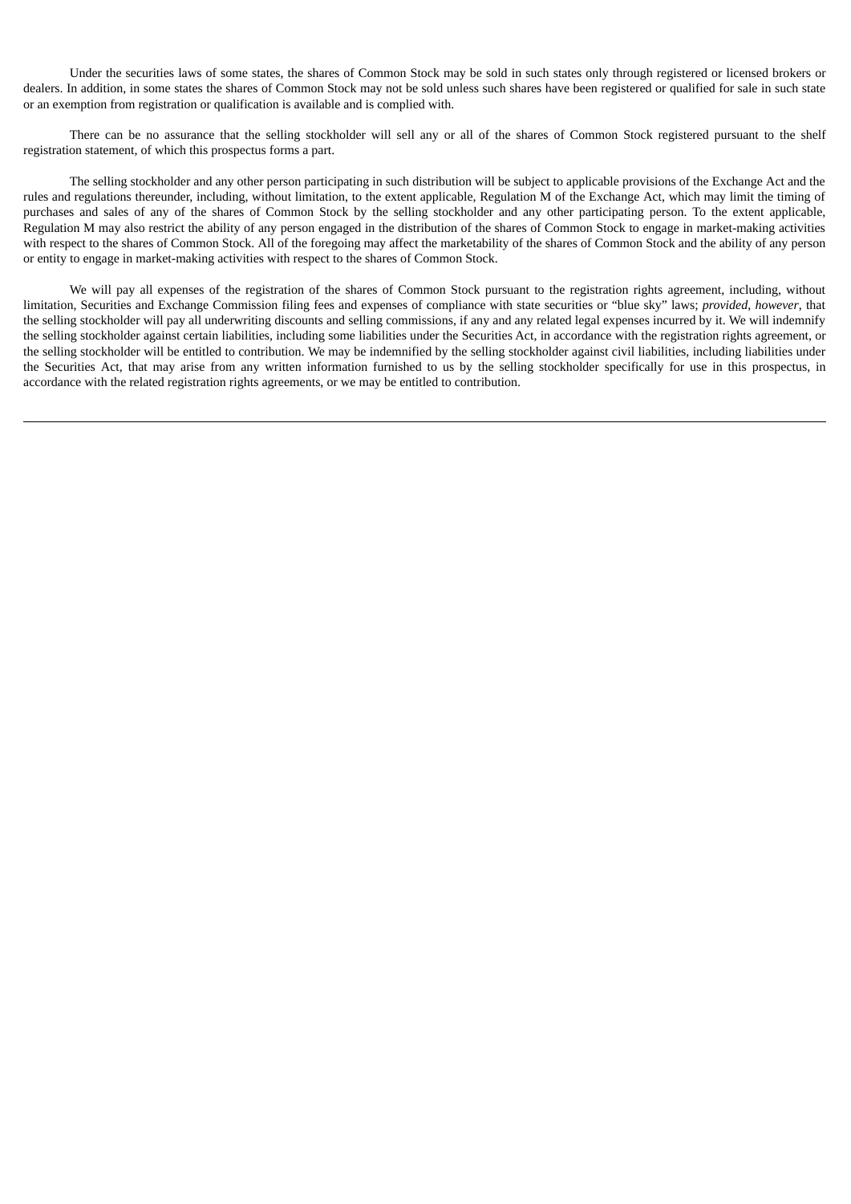Under the securities laws of some states, the shares of Common Stock may be sold in such states only through registered or licensed brokers or dealers. In addition, in some states the shares of Common Stock may not be sold unless such shares have been registered or qualified for sale in such state or an exemption from registration or qualification is available and is complied with.

There can be no assurance that the selling stockholder will sell any or all of the shares of Common Stock registered pursuant to the shelf registration statement, of which this prospectus forms a part.

The selling stockholder and any other person participating in such distribution will be subject to applicable provisions of the Exchange Act and the rules and regulations thereunder, including, without limitation, to the extent applicable, Regulation M of the Exchange Act, which may limit the timing of purchases and sales of any of the shares of Common Stock by the selling stockholder and any other participating person. To the extent applicable, Regulation M may also restrict the ability of any person engaged in the distribution of the shares of Common Stock to engage in market-making activities with respect to the shares of Common Stock. All of the foregoing may affect the marketability of the shares of Common Stock and the ability of any person or entity to engage in market-making activities with respect to the shares of Common Stock.

We will pay all expenses of the registration of the shares of Common Stock pursuant to the registration rights agreement, including, without limitation, Securities and Exchange Commission filing fees and expenses of compliance with state securities or "blue sky" laws; *provided*, *however*, that the selling stockholder will pay all underwriting discounts and selling commissions, if any and any related legal expenses incurred by it. We will indemnify the selling stockholder against certain liabilities, including some liabilities under the Securities Act, in accordance with the registration rights agreement, or the selling stockholder will be entitled to contribution. We may be indemnified by the selling stockholder against civil liabilities, including liabilities under the Securities Act, that may arise from any written information furnished to us by the selling stockholder specifically for use in this prospectus, in accordance with the related registration rights agreements, or we may be entitled to contribution.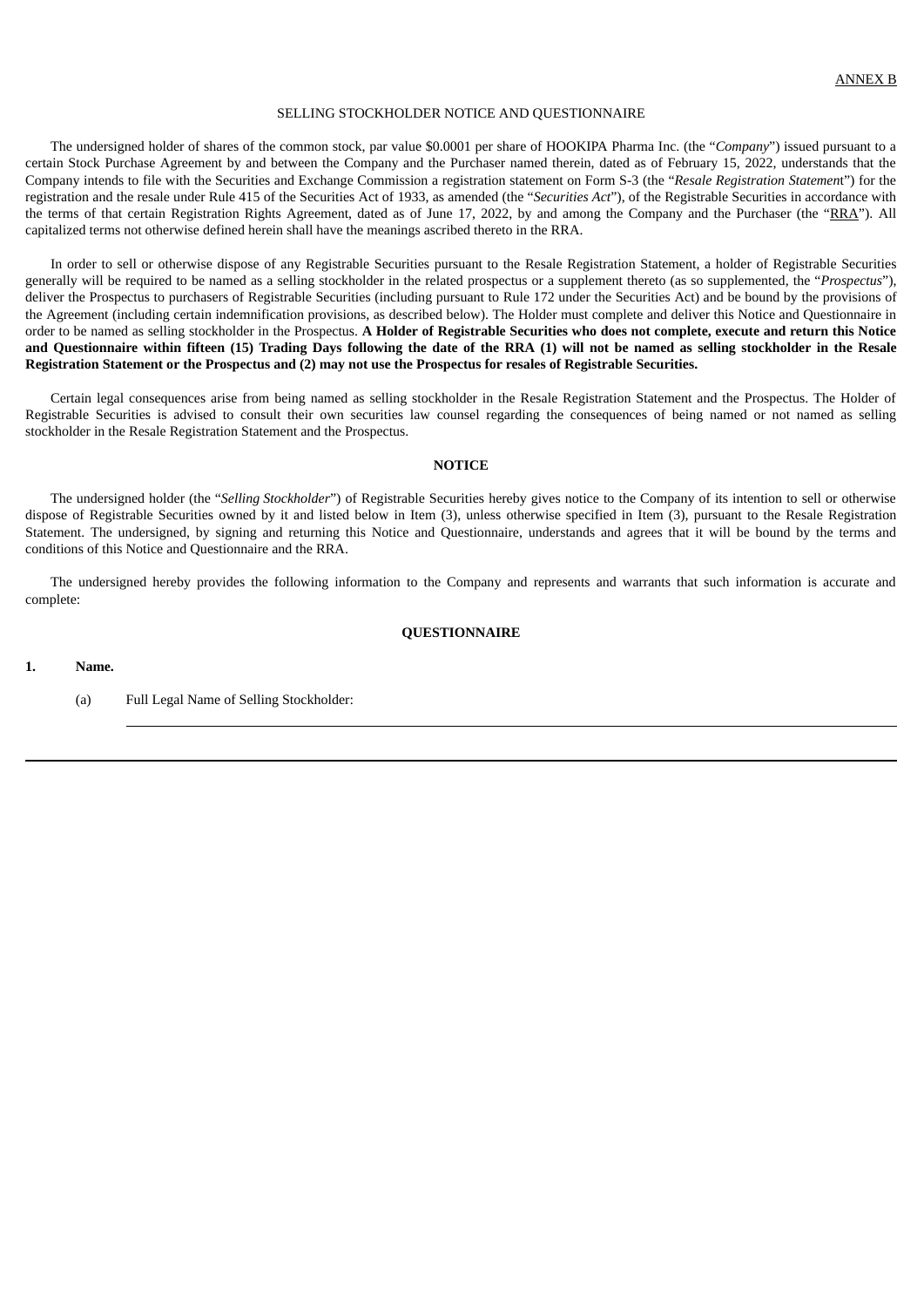ANNEX B

SELLING STOCKHOLDER NOTICE AND QUESTIONNAIRE

The undersigned holder of shares of the common stock, par value $0.0001 per share of HOOKIPA Pharma Inc. (the "*Company*") issued pursuant to a certain Stock Purchase Agreement by and between the Company and the Purchaser named therein, dated as of February 15, 2022, understands that the Company intends to file with the Securities and Exchange Commission a registration statement on Form S-3 (the "*Resale Registration Statement*") for the registration and the resale under Rule 415 of the Securities Act of 1933, as amended (the "*Securities Act*"), of the Registrable Securities in accordance with the terms of that certain Registration Rights Agreement, dated as of June 17, 2022, by and among the Company and the Purchaser (the "RRA"). All capitalized terms not otherwise defined herein shall have the meanings ascribed thereto in the RRA.

In order to sell or otherwise dispose of any Registrable Securities pursuant to the Resale Registration Statement, a holder of Registrable Securities generally will be required to be named as a selling stockholder in the related prospectus or a supplement thereto (as so supplemented, the "*Prospectus*"), deliver the Prospectus to purchasers of Registrable Securities (including pursuant to Rule 172 under the Securities Act) and be bound by the provisions of the Agreement (including certain indemnification provisions, as described below). The Holder must complete and deliver this Notice and Questionnaire in order to be named as selling stockholder in the Prospectus. **A Holder of Registrable Securities who does not complete, execute and return this Notice and Questionnaire within fifteen (15) Trading Days following the date of the RRA (1) will not be named as selling stockholder in the Resale Registration Statement or the Prospectus and (2) may not use the Prospectus for resales of Registrable Securities.**

Certain legal consequences arise from being named as selling stockholder in the Resale Registration Statement and the Prospectus. The Holder of Registrable Securities is advised to consult their own securities law counsel regarding the consequences of being named or not named as selling stockholder in the Resale Registration Statement and the Prospectus.

**NOTICE**

The undersigned holder (the "*Selling Stockholder*") of Registrable Securities hereby gives notice to the Company of its intention to sell or otherwise dispose of Registrable Securities owned by it and listed below in Item (3), unless otherwise specified in Item (3), pursuant to the Resale Registration Statement. The undersigned, by signing and returning this Notice and Questionnaire, understands and agrees that it will be bound by the terms and conditions of this Notice and Questionnaire and the RRA.

The undersigned hereby provides the following information to the Company and represents and warrants that such information is accurate and complete:

**QUESTIONNAIRE**

**1. Name.**

(a) Full Legal Name of Selling Stockholder:

\_\_\_\_\_\_\_\_\_\_\_\_\_\_\_\_\_\_\_\_\_\_\_\_\_\_\_\_\_\_\_\_\_\_\_\_\_\_\_\_\_\_\_\_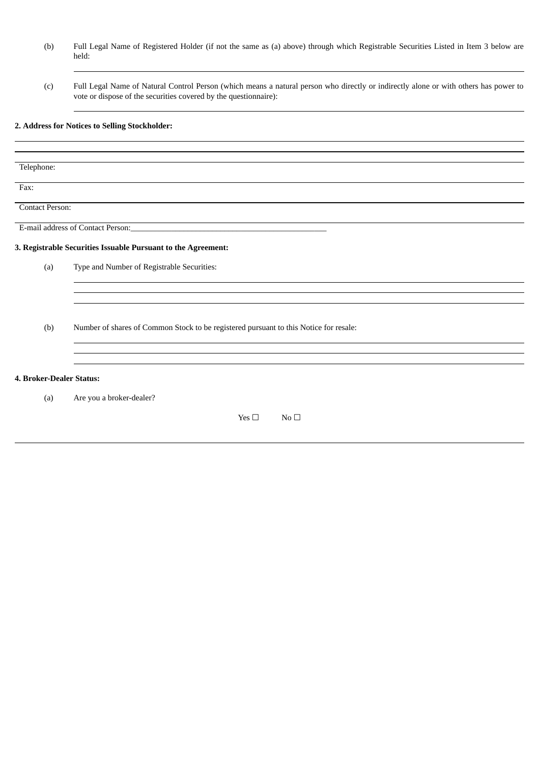(b) Full Legal Name of Registered Holder (if not the same as (a) above) through which Registrable Securities Listed in Item 3 below are held:

______________________________________________________________________________

(c) Full Legal Name of Natural Control Person (which means a natural person who directly or indirectly alone or with others has power to vote or dispose of the securities covered by the questionnaire):

______________________________________________________________________________

**2. Address for Notices to Selling Stockholder:**

______________________________________________________________________________

______________________________________________________________________________

______________________________________________________________________________

Telephone:

Fax:

Contact Person:

E-mail address of Contact Person:__________________________________________________

**3. Registrable Securities Issuable Pursuant to the Agreement:**

(a) Type and Number of Registrable Securities:

______________________________________________________________________________

______________________________________________________________________________

______________________________________________________________________________

(b) Number of shares of Common Stock to be registered pursuant to this Notice for resale:

______________________________________________________________________________

______________________________________________________________________________

______________________________________________________________________________

**4. Broker-Dealer Status:**

(a) Are you a broker-dealer?

Yes ☐ No ☐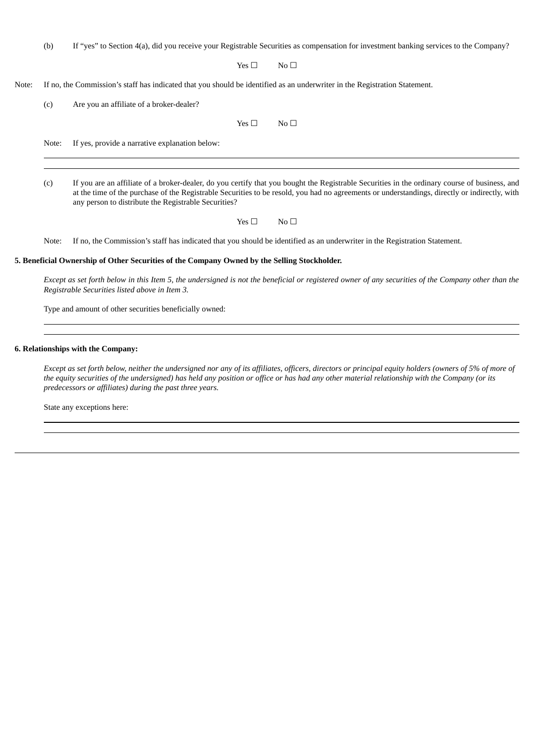(b) If "yes" to Section 4(a), did you receive your Registrable Securities as compensation for investment banking services to the Company?

Yes ☐ No ☐

Note: If no, the Commission's staff has indicated that you should be identified as an underwriter in the Registration Statement.

(c) Are you an affiliate of a broker-dealer?

Yes ☐ No ☐

Note: If yes, provide a narrative explanation below:

______________________________________________________________________

______________________________________________________________________

(c) If you are an affiliate of a broker-dealer, do you certify that you bought the Registrable Securities in the ordinary course of business, and at the time of the purchase of the Registrable Securities to be resold, you had no agreements or understandings, directly or indirectly, with any person to distribute the Registrable Securities?

Yes ☐ No ☐

Note: If no, the Commission's staff has indicated that you should be identified as an underwriter in the Registration Statement.

**5. Beneficial Ownership of Other Securities of the Company Owned by the Selling Stockholder.**

*Except as set forth below in this Item 5, the undersigned is not the beneficial or registered owner of any securities of the Company other than the Registrable Securities listed above in Item 3.*

Type and amount of other securities beneficially owned:

______________________________________________________________________

______________________________________________________________________

**6. Relationships with the Company:**

*Except as set forth below, neither the undersigned nor any of its affiliates, officers, directors or principal equity holders (owners of 5% of more of the equity securities of the undersigned) has held any position or office or has had any other material relationship with the Company (or its predecessors or affiliates) during the past three years.*

State any exceptions here:

______________________________________________________________________

______________________________________________________________________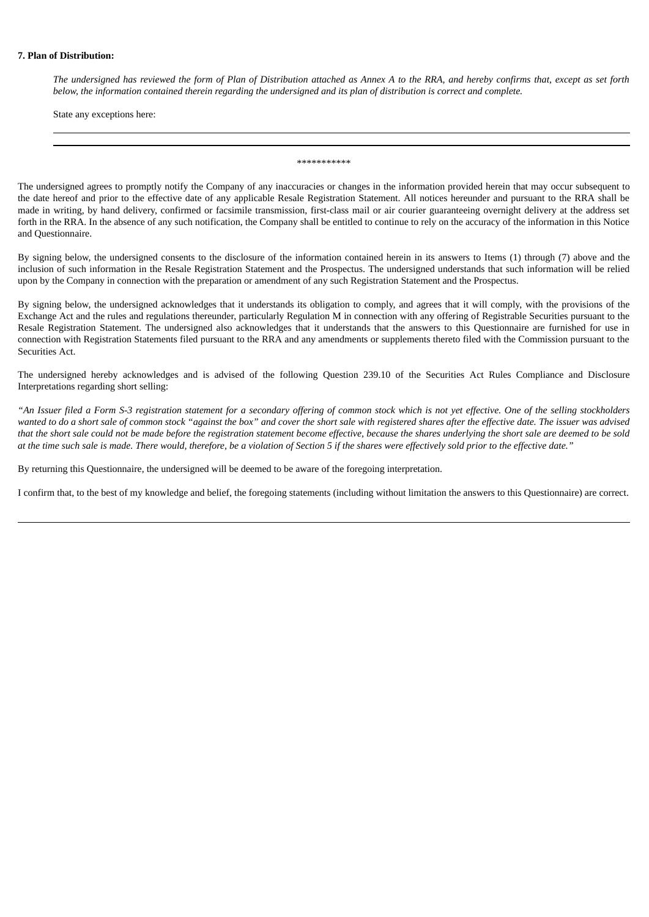**7. Plan of Distribution:**

*The undersigned has reviewed the form of Plan of Distribution attached as Annex A to the RRA, and hereby confirms that, except as set forth below, the information contained therein regarding the undersigned and its plan of distribution is correct and complete.*

State any exceptions here:

\*\*\*\*\*\*\*\*\*\*\*

The undersigned agrees to promptly notify the Company of any inaccuracies or changes in the information provided herein that may occur subsequent to the date hereof and prior to the effective date of any applicable Resale Registration Statement. All notices hereunder and pursuant to the RRA shall be made in writing, by hand delivery, confirmed or facsimile transmission, first-class mail or air courier guaranteeing overnight delivery at the address set forth in the RRA. In the absence of any such notification, the Company shall be entitled to continue to rely on the accuracy of the information in this Notice and Questionnaire.

By signing below, the undersigned consents to the disclosure of the information contained herein in its answers to Items (1) through (7) above and the inclusion of such information in the Resale Registration Statement and the Prospectus. The undersigned understands that such information will be relied upon by the Company in connection with the preparation or amendment of any such Registration Statement and the Prospectus.

By signing below, the undersigned acknowledges that it understands its obligation to comply, and agrees that it will comply, with the provisions of the Exchange Act and the rules and regulations thereunder, particularly Regulation M in connection with any offering of Registrable Securities pursuant to the Resale Registration Statement. The undersigned also acknowledges that it understands that the answers to this Questionnaire are furnished for use in connection with Registration Statements filed pursuant to the RRA and any amendments or supplements thereto filed with the Commission pursuant to the Securities Act.

The undersigned hereby acknowledges and is advised of the following Question 239.10 of the Securities Act Rules Compliance and Disclosure Interpretations regarding short selling:

*"An Issuer filed a Form S-3 registration statement for a secondary offering of common stock which is not yet effective. One of the selling stockholders wanted to do a short sale of common stock "against the box" and cover the short sale with registered shares after the effective date. The issuer was advised that the short sale could not be made before the registration statement become effective, because the shares underlying the short sale are deemed to be sold at the time such sale is made. There would, therefore, be a violation of Section 5 if the shares were effectively sold prior to the effective date."*

By returning this Questionnaire, the undersigned will be deemed to be aware of the foregoing interpretation.

I confirm that, to the best of my knowledge and belief, the foregoing statements (including without limitation the answers to this Questionnaire) are correct.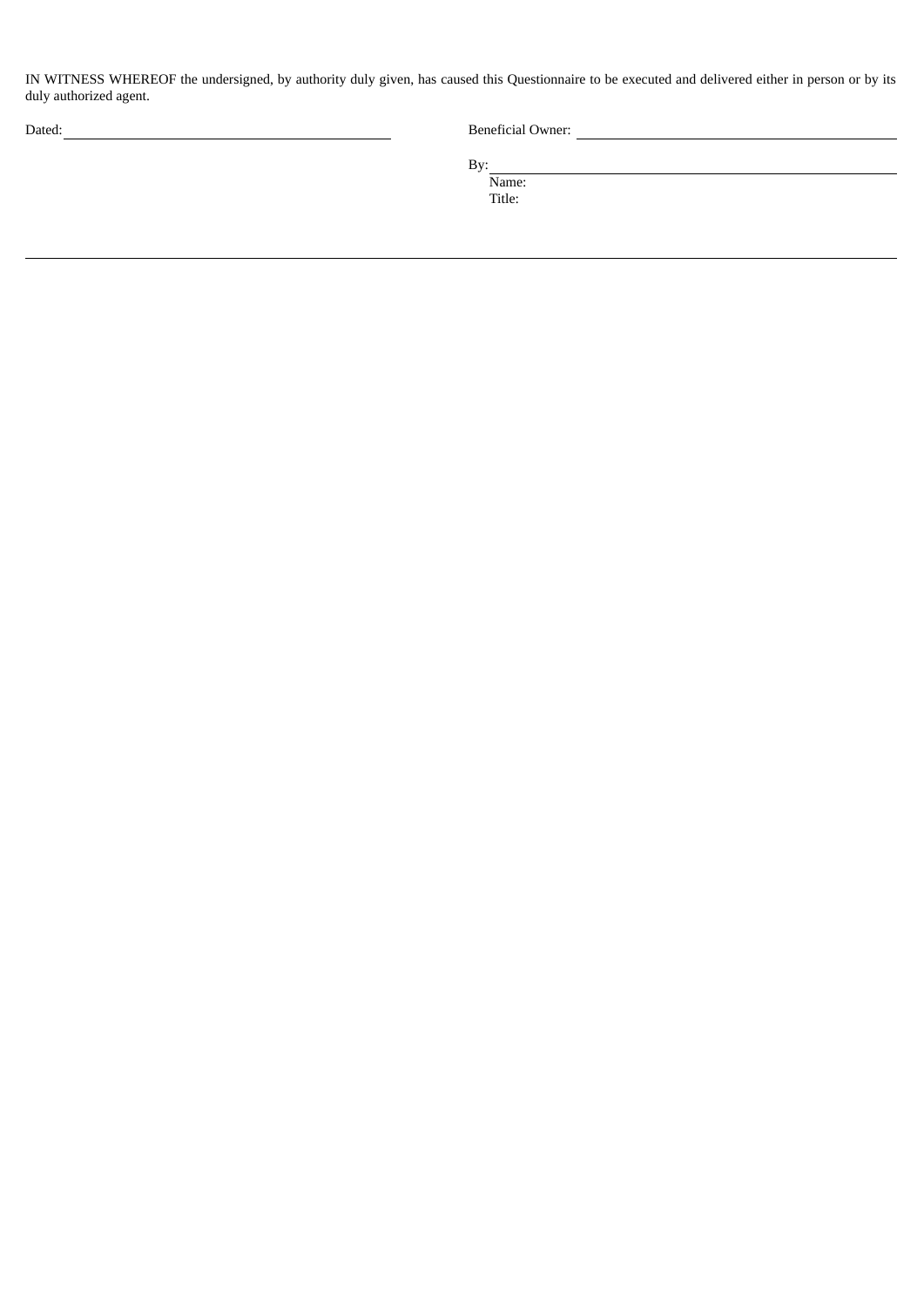IN WITNESS WHEREOF the undersigned, by authority duly given, has caused this Questionnaire to be executed and delivered either in person or by its duly authorized agent.

Dated: ______________________________ Beneficial Owner: ______________________________

By: ______________________________
Name:
Title:

---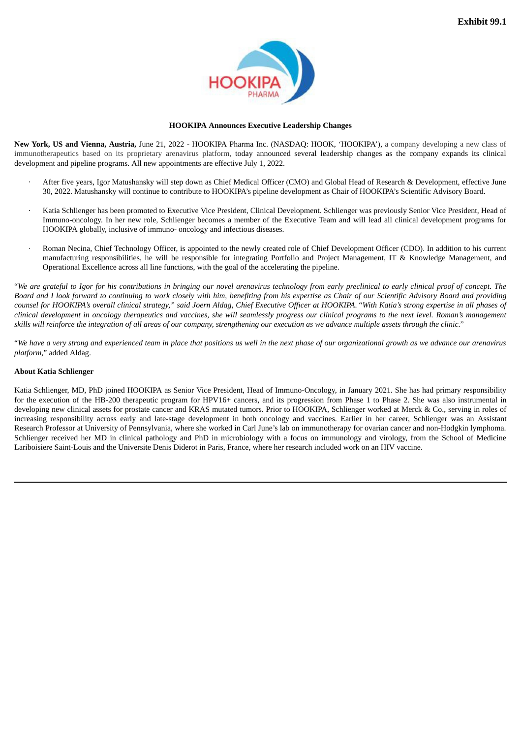**Exhibit 99.1**

**HOOKIPA Announces Executive Leadership Changes**

**New York, US and Vienna, Austria,** June 21, 2022 - HOOKIPA Pharma Inc. (NASDAQ: HOOK, 'HOOKIPA'), a company developing a new class of immunotherapeutics based on its proprietary arenavirus platform, today announced several leadership changes as the company expands its clinical development and pipeline programs. All new appointments are effective July 1, 2022.

- After five years, Igor Matushansky will step down as Chief Medical Officer (CMO) and Global Head of Research & Development, effective June 30, 2022. Matushansky will continue to contribute to HOOKIPA's pipeline development as Chair of HOOKIPA's Scientific Advisory Board.
- Katia Schlienger has been promoted to Executive Vice President, Clinical Development. Schlienger was previously Senior Vice President, Head of Immuno-oncology. In her new role, Schlienger becomes a member of the Executive Team and will lead all clinical development programs for HOOKIPA globally, inclusive of immuno- oncology and infectious diseases.
- Roman Necina, Chief Technology Officer, is appointed to the newly created role of Chief Development Officer (CDO). In addition to his current manufacturing responsibilities, he will be responsible for integrating Portfolio and Project Management, IT & Knowledge Management, and Operational Excellence across all line functions, with the goal of the accelerating the pipeline.

"*We are grateful to Igor for his contributions in bringing our novel arenavirus technology from early preclinical to early clinical proof of concept. The Board and I look forward to continuing to work closely with him, benefiting from his expertise as Chair of our Scientific Advisory Board and providing counsel for HOOKIPA's overall clinical strategy," said Joern Aldag, Chief Executive Officer at HOOKIPA.* "*With Katia's strong expertise in all phases of clinical development in oncology therapeutics and vaccines, she will seamlessly progress our clinical programs to the next level. Roman's management skills will reinforce the integration of all areas of our company, strengthening our execution as we advance multiple assets through the clinic*."

"*We have a very strong and experienced team in place that positions us well in the next phase of our organizational growth as we advance our arenavirus platform*," added Aldag.

**About Katia Schlienger**

Katia Schlienger, MD, PhD joined HOOKIPA as Senior Vice President, Head of Immuno-Oncology, in January 2021. She has had primary responsibility for the execution of the HB-200 therapeutic program for HPV16+ cancers, and its progression from Phase 1 to Phase 2. She was also instrumental in developing new clinical assets for prostate cancer and KRAS mutated tumors. Prior to HOOKIPA, Schlienger worked at Merck & Co., serving in roles of increasing responsibility across early and late-stage development in both oncology and vaccines. Earlier in her career, Schlienger was an Assistant Research Professor at University of Pennsylvania, where she worked in Carl June's lab on immunotherapy for ovarian cancer and non-Hodgkin lymphoma. Schlienger received her MD in clinical pathology and PhD in microbiology with a focus on immunology and virology, from the School of Medicine Lariboisiere Saint-Louis and the Universite Denis Diderot in Paris, France, where her research included work on an HIV vaccine.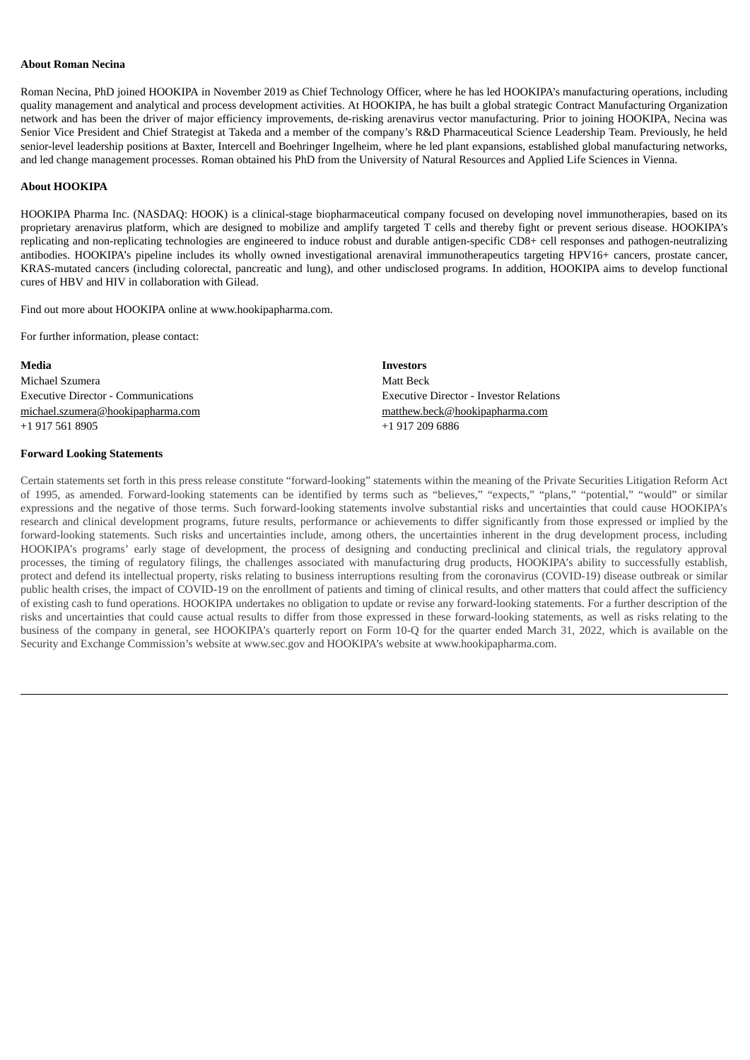**About Roman Necina**

Roman Necina, PhD joined HOOKIPA in November 2019 as Chief Technology Officer, where he has led HOOKIPA's manufacturing operations, including quality management and analytical and process development activities. At HOOKIPA, he has built a global strategic Contract Manufacturing Organization network and has been the driver of major efficiency improvements, de-risking arenavirus vector manufacturing. Prior to joining HOOKIPA, Necina was Senior Vice President and Chief Strategist at Takeda and a member of the company's R&D Pharmaceutical Science Leadership Team. Previously, he held senior-level leadership positions at Baxter, Intercell and Boehringer Ingelheim, where he led plant expansions, established global manufacturing networks, and led change management processes. Roman obtained his PhD from the University of Natural Resources and Applied Life Sciences in Vienna.

**About HOOKIPA**

HOOKIPA Pharma Inc. (NASDAQ: HOOK) is a clinical-stage biopharmaceutical company focused on developing novel immunotherapies, based on its proprietary arenavirus platform, which are designed to mobilize and amplify targeted T cells and thereby fight or prevent serious disease. HOOKIPA's replicating and non-replicating technologies are engineered to induce robust and durable antigen-specific CD8+ cell responses and pathogen-neutralizing antibodies. HOOKIPA's pipeline includes its wholly owned investigational arenaviral immunotherapeutics targeting HPV16+ cancers, prostate cancer, KRAS-mutated cancers (including colorectal, pancreatic and lung), and other undisclosed programs. In addition, HOOKIPA aims to develop functional cures of HBV and HIV in collaboration with Gilead.

Find out more about HOOKIPA online at www.hookipapharma.com.

For further information, please contact:

**Media**
Michael Szumera
Executive Director - Communications
michael.szumera@hookipapharma.com
+1 917 561 8905

**Investors**
Matt Beck
Executive Director - Investor Relations
matthew.beck@hookipapharma.com
+1 917 209 6886

**Forward Looking Statements**

Certain statements set forth in this press release constitute "forward-looking" statements within the meaning of the Private Securities Litigation Reform Act of 1995, as amended. Forward-looking statements can be identified by terms such as "believes," "expects," "plans," "potential," "would" or similar expressions and the negative of those terms. Such forward-looking statements involve substantial risks and uncertainties that could cause HOOKIPA's research and clinical development programs, future results, performance or achievements to differ significantly from those expressed or implied by the forward-looking statements. Such risks and uncertainties include, among others, the uncertainties inherent in the drug development process, including HOOKIPA's programs' early stage of development, the process of designing and conducting preclinical and clinical trials, the regulatory approval processes, the timing of regulatory filings, the challenges associated with manufacturing drug products, HOOKIPA's ability to successfully establish, protect and defend its intellectual property, risks relating to business interruptions resulting from the coronavirus (COVID-19) disease outbreak or similar public health crises, the impact of COVID-19 on the enrollment of patients and timing of clinical results, and other matters that could affect the sufficiency of existing cash to fund operations. HOOKIPA undertakes no obligation to update or revise any forward-looking statements. For a further description of the risks and uncertainties that could cause actual results to differ from those expressed in these forward-looking statements, as well as risks relating to the business of the company in general, see HOOKIPA's quarterly report on Form 10-Q for the quarter ended March 31, 2022, which is available on the Security and Exchange Commission's website at www.sec.gov and HOOKIPA's website at www.hookipapharma.com.